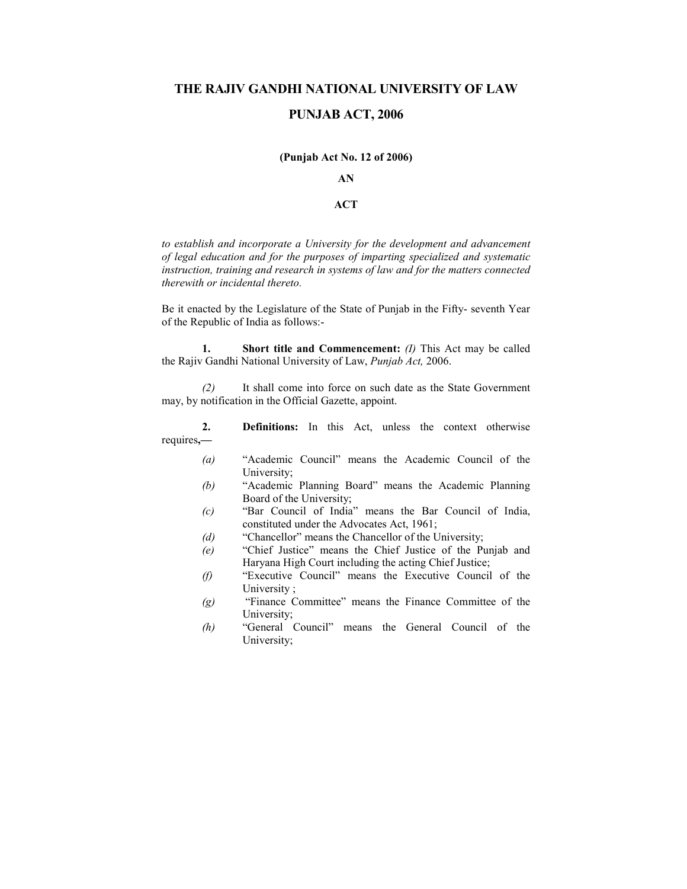# THE RAJIV GANDHI NATIONAL UNIVERSITY OF LAW

# PUNJAB ACT, 2006

**(Punjab Act No. 12 of 2006)**

**AN**

**ACT**

*to establish and incorporate a University for the development and advancement of legal education and for the purposes of imparting specialized and systematic instruction, training and research in systems of law and for the matters connected therewith or incidental thereto.*

Be it enacted by the Legislature of the State of Punjab in the Fifty- seventh Year of the Republic of India as follows:-

**1. Short title and Commencement:** *(I)* This Act may be called the Rajiv Gandhi National University of Law, *Punjab Act,* 2006.

*(2)* It shall come into force on such date as the State Government may, by notification in the Official Gazette, appoint.

**2. Definitions:** In this Act, unless the context otherwise requires,—

*(a)* "Academic Council" means the Academic Council of the University;

*(b)* "Academic Planning Board" means the Academic Planning Board of the University;

*(c)* "Bar Council of India" means the Bar Council of India, constituted under the Advocates Act, 1961;

*(d)* "Chancellor" means the Chancellor of the University;

*(e)* "Chief Justice" means the Chief Justice of the Punjab and Haryana High Court including the acting Chief Justice;

*(f)* "Executive Council" means the Executive Council of the University ;

*(g)* "Finance Committee" means the Finance Committee of the University;

*(h)* "General Council" means the General Council of the University;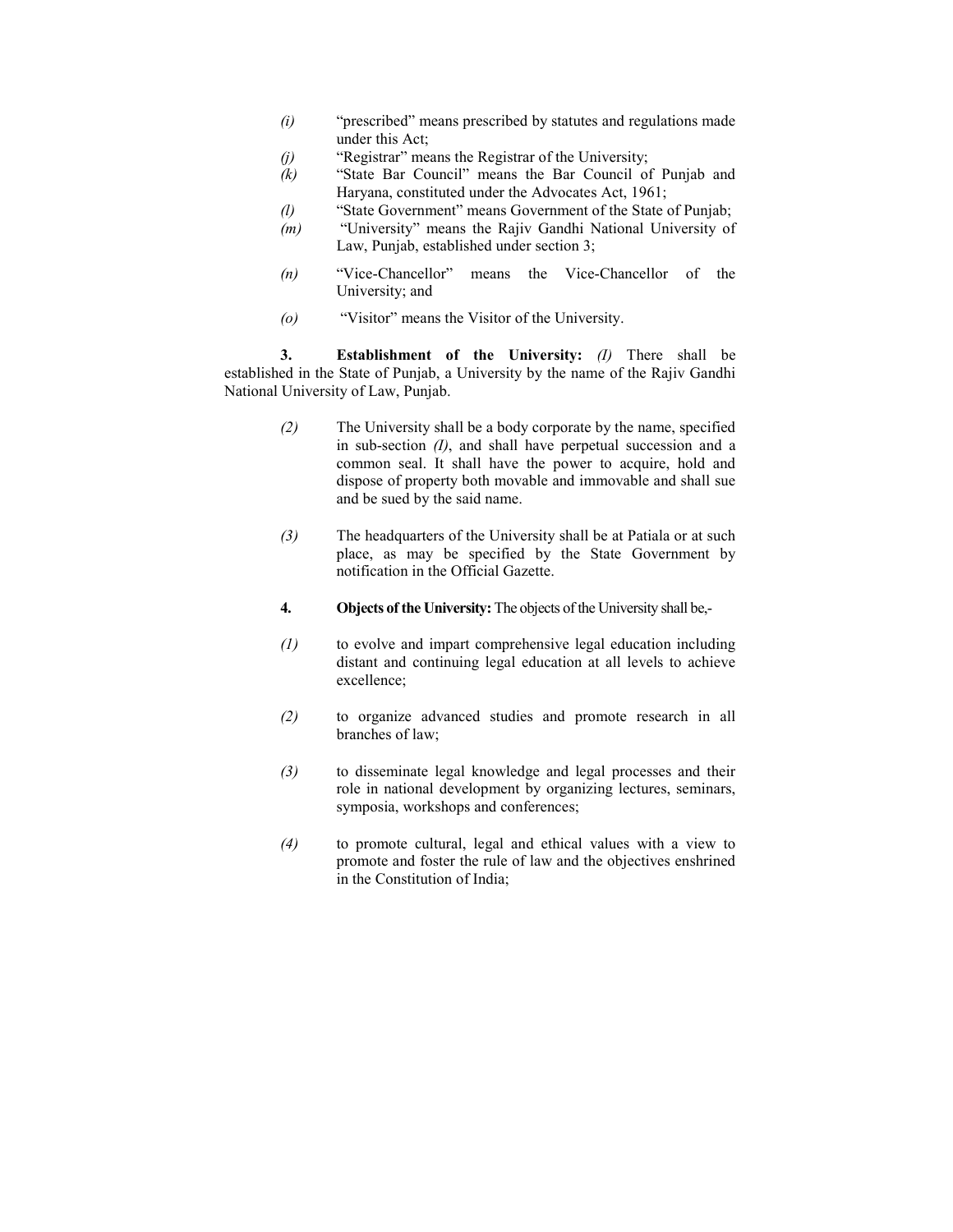*(i)* "prescribed" means prescribed by statutes and regulations made under this Act;

*(j)* "Registrar" means the Registrar of the University;

*(k)* "State Bar Council" means the Bar Council of Punjab and Haryana, constituted under the Advocates Act, 1961;

*(l)* "State Government" means Government of the State of Punjab;

*(m)* "University" means the Rajiv Gandhi National University of Law, Punjab, established under section 3;

*(n)* "Vice-Chancellor" means the Vice-Chancellor of the University; and

*(o)* "Visitor" means the Visitor of the University.

**3. Establishment of the University:** *(I)* There shall be established in the State of Punjab, a University by the name of the Rajiv Gandhi National University of Law, Punjab.

*(2)* The University shall be a body corporate by the name, specified in sub-section *(I)*, and shall have perpetual succession and a common seal. It shall have the power to acquire, hold and dispose of property both movable and immovable and shall sue and be sued by the said name.

*(3)* The headquarters of the University shall be at Patiala or at such place, as may be specified by the State Government by notification in the Official Gazette.

**4. Objects of the University:** The objects of the University shall be,-

*(1)* to evolve and impart comprehensive legal education including distant and continuing legal education at all levels to achieve excellence;

*(2)* to organize advanced studies and promote research in all branches of law;

*(3)* to disseminate legal knowledge and legal processes and their role in national development by organizing lectures, seminars, symposia, workshops and conferences;

*(4)* to promote cultural, legal and ethical values with a view to promote and foster the rule of law and the objectives enshrined in the Constitution of India;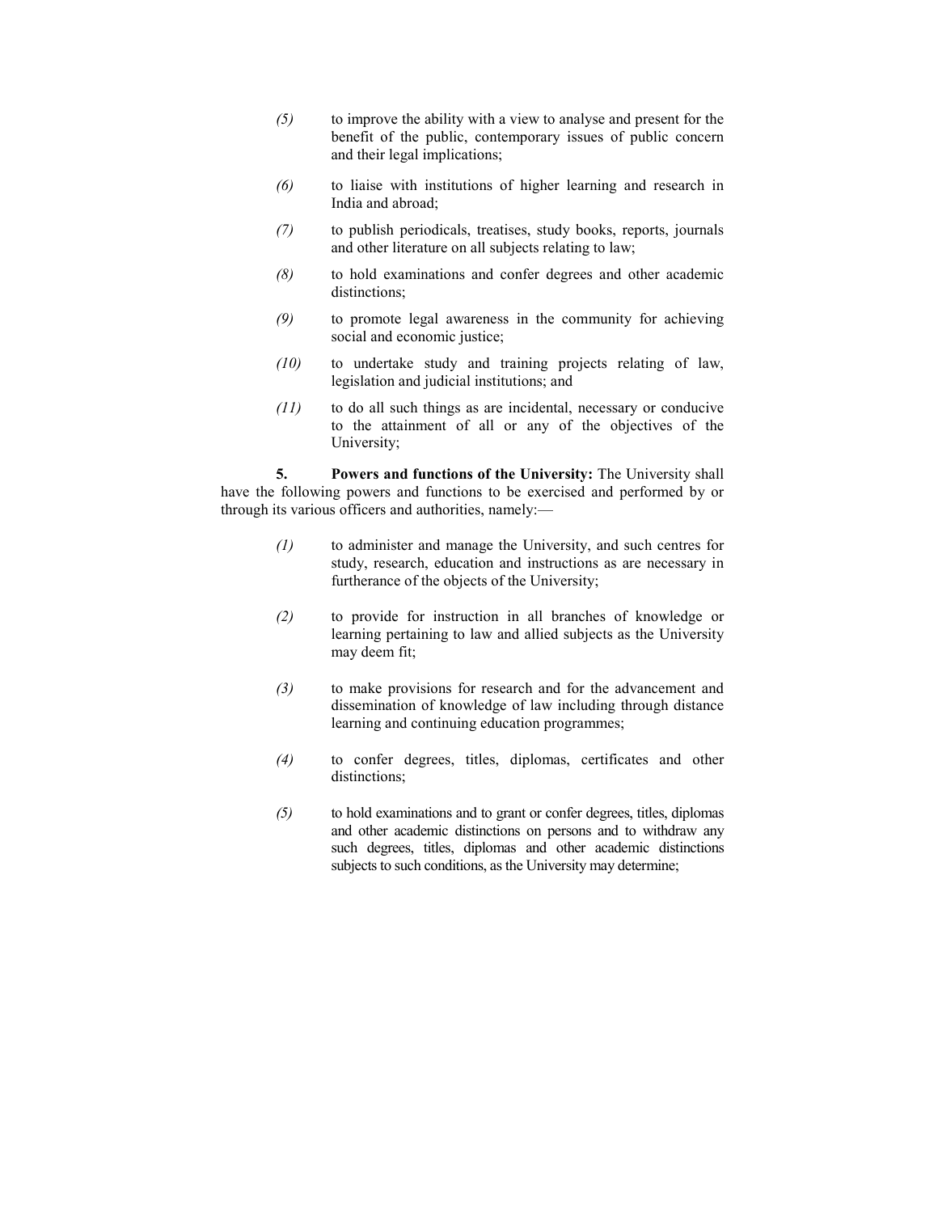*(5)* to improve the ability with a view to analyse and present for the benefit of the public, contemporary issues of public concern and their legal implications;

*(6)* to liaise with institutions of higher learning and research in India and abroad;

*(7)* to publish periodicals, treatises, study books, reports, journals and other literature on all subjects relating to law;

*(8)* to hold examinations and confer degrees and other academic distinctions;

*(9)* to promote legal awareness in the community for achieving social and economic justice;

*(10)* to undertake study and training projects relating of law, legislation and judicial institutions; and

*(11)* to do all such things as are incidental, necessary or conducive to the attainment of all or any of the objectives of the University;

**5. Powers and functions of the University:** The University shall have the following powers and functions to be exercised and performed by or through its various officers and authorities, namely:—

*(1)* to administer and manage the University, and such centres for study, research, education and instructions as are necessary in furtherance of the objects of the University;

*(2)* to provide for instruction in all branches of knowledge or learning pertaining to law and allied subjects as the University may deem fit;

*(3)* to make provisions for research and for the advancement and dissemination of knowledge of law including through distance learning and continuing education programmes;

*(4)* to confer degrees, titles, diplomas, certificates and other distinctions;

*(5)* to hold examinations and to grant or confer degrees, titles, diplomas and other academic distinctions on persons and to withdraw any such degrees, titles, diplomas and other academic distinctions subjects to such conditions, as the University may determine;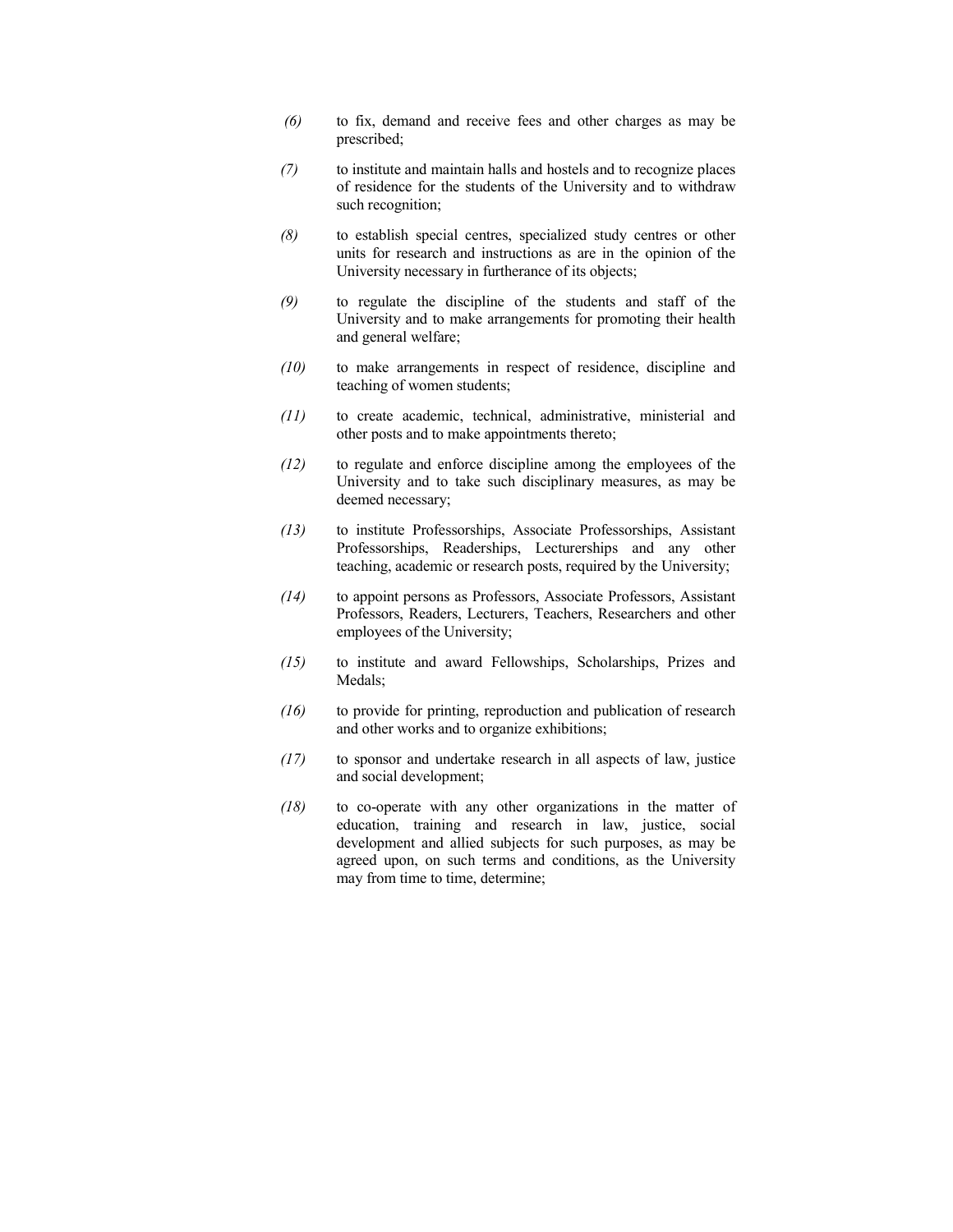*(6)* to fix, demand and receive fees and other charges as may be prescribed;

*(7)* to institute and maintain halls and hostels and to recognize places of residence for the students of the University and to withdraw such recognition;

*(8)* to establish special centres, specialized study centres or other units for research and instructions as are in the opinion of the University necessary in furtherance of its objects;

*(9)* to regulate the discipline of the students and staff of the University and to make arrangements for promoting their health and general welfare;

*(10)* to make arrangements in respect of residence, discipline and teaching of women students;

*(11)* to create academic, technical, administrative, ministerial and other posts and to make appointments thereto;

*(12)* to regulate and enforce discipline among the employees of the University and to take such disciplinary measures, as may be deemed necessary;

*(13)* to institute Professorships, Associate Professorships, Assistant Professorships, Readerships, Lecturerships and any other teaching, academic or research posts, required by the University;

*(14)* to appoint persons as Professors, Associate Professors, Assistant Professors, Readers, Lecturers, Teachers, Researchers and other employees of the University;

*(15)* to institute and award Fellowships, Scholarships, Prizes and Medals;

*(16)* to provide for printing, reproduction and publication of research and other works and to organize exhibitions;

*(17)* to sponsor and undertake research in all aspects of law, justice and social development;

*(18)* to co-operate with any other organizations in the matter of education, training and research in law, justice, social development and allied subjects for such purposes, as may be agreed upon, on such terms and conditions, as the University may from time to time, determine;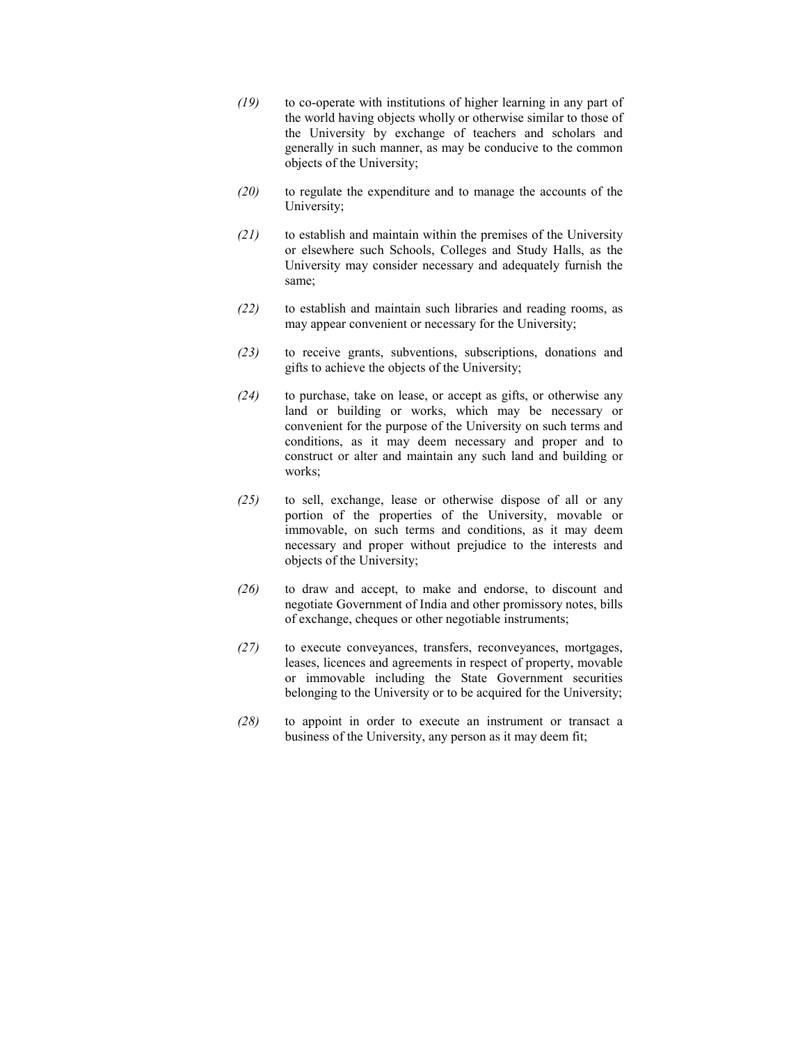*(19)* to co-operate with institutions of higher learning in any part of the world having objects wholly or otherwise similar to those of the University by exchange of teachers and scholars and generally in such manner, as may be conducive to the common objects of the University;

*(20)* to regulate the expenditure and to manage the accounts of the University;

*(21)* to establish and maintain within the premises of the University or elsewhere such Schools, Colleges and Study Halls, as the University may consider necessary and adequately furnish the same;

*(22)* to establish and maintain such libraries and reading rooms, as may appear convenient or necessary for the University;

*(23)* to receive grants, subventions, subscriptions, donations and gifts to achieve the objects of the University;

*(24)* to purchase, take on lease, or accept as gifts, or otherwise any land or building or works, which may be necessary or convenient for the purpose of the University on such terms and conditions, as it may deem necessary and proper and to construct or alter and maintain any such land and building or works;

*(25)* to sell, exchange, lease or otherwise dispose of all or any portion of the properties of the University, movable or immovable, on such terms and conditions, as it may deem necessary and proper without prejudice to the interests and objects of the University;

*(26)* to draw and accept, to make and endorse, to discount and negotiate Government of India and other promissory notes, bills of exchange, cheques or other negotiable instruments;

*(27)* to execute conveyances, transfers, reconveyances, mortgages, leases, licences and agreements in respect of property, movable or immovable including the State Government securities belonging to the University or to be acquired for the University;

*(28)* to appoint in order to execute an instrument or transact a business of the University, any person as it may deem fit;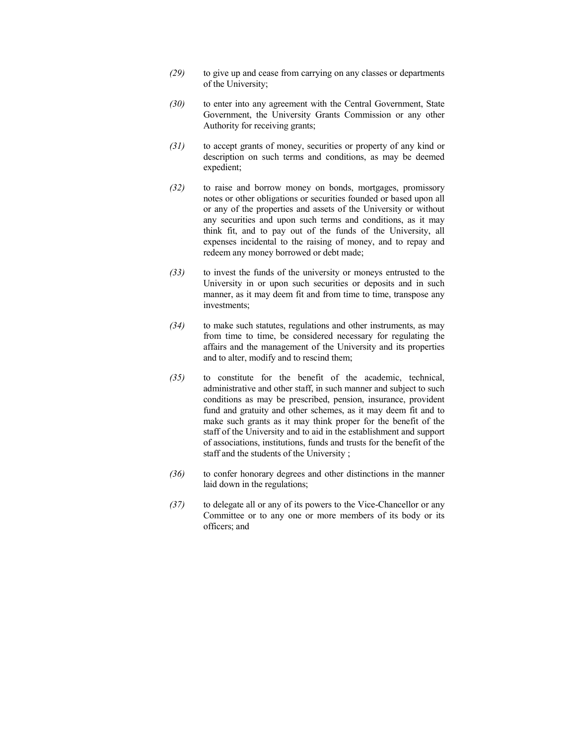*(29)* to give up and cease from carrying on any classes or departments of the University;

*(30)* to enter into any agreement with the Central Government, State Government, the University Grants Commission or any other Authority for receiving grants;

*(31)* to accept grants of money, securities or property of any kind or description on such terms and conditions, as may be deemed expedient;

*(32)* to raise and borrow money on bonds, mortgages, promissory notes or other obligations or securities founded or based upon all or any of the properties and assets of the University or without any securities and upon such terms and conditions, as it may think fit, and to pay out of the funds of the University, all expenses incidental to the raising of money, and to repay and redeem any money borrowed or debt made;

*(33)* to invest the funds of the university or moneys entrusted to the University in or upon such securities or deposits and in such manner, as it may deem fit and from time to time, transpose any investments;

*(34)* to make such statutes, regulations and other instruments, as may from time to time, be considered necessary for regulating the affairs and the management of the University and its properties and to alter, modify and to rescind them;

*(35)* to constitute for the benefit of the academic, technical, administrative and other staff, in such manner and subject to such conditions as may be prescribed, pension, insurance, provident fund and gratuity and other schemes, as it may deem fit and to make such grants as it may think proper for the benefit of the staff of the University and to aid in the establishment and support of associations, institutions, funds and trusts for the benefit of the staff and the students of the University ;

*(36)* to confer honorary degrees and other distinctions in the manner laid down in the regulations;

*(37)* to delegate all or any of its powers to the Vice-Chancellor or any Committee or to any one or more members of its body or its officers; and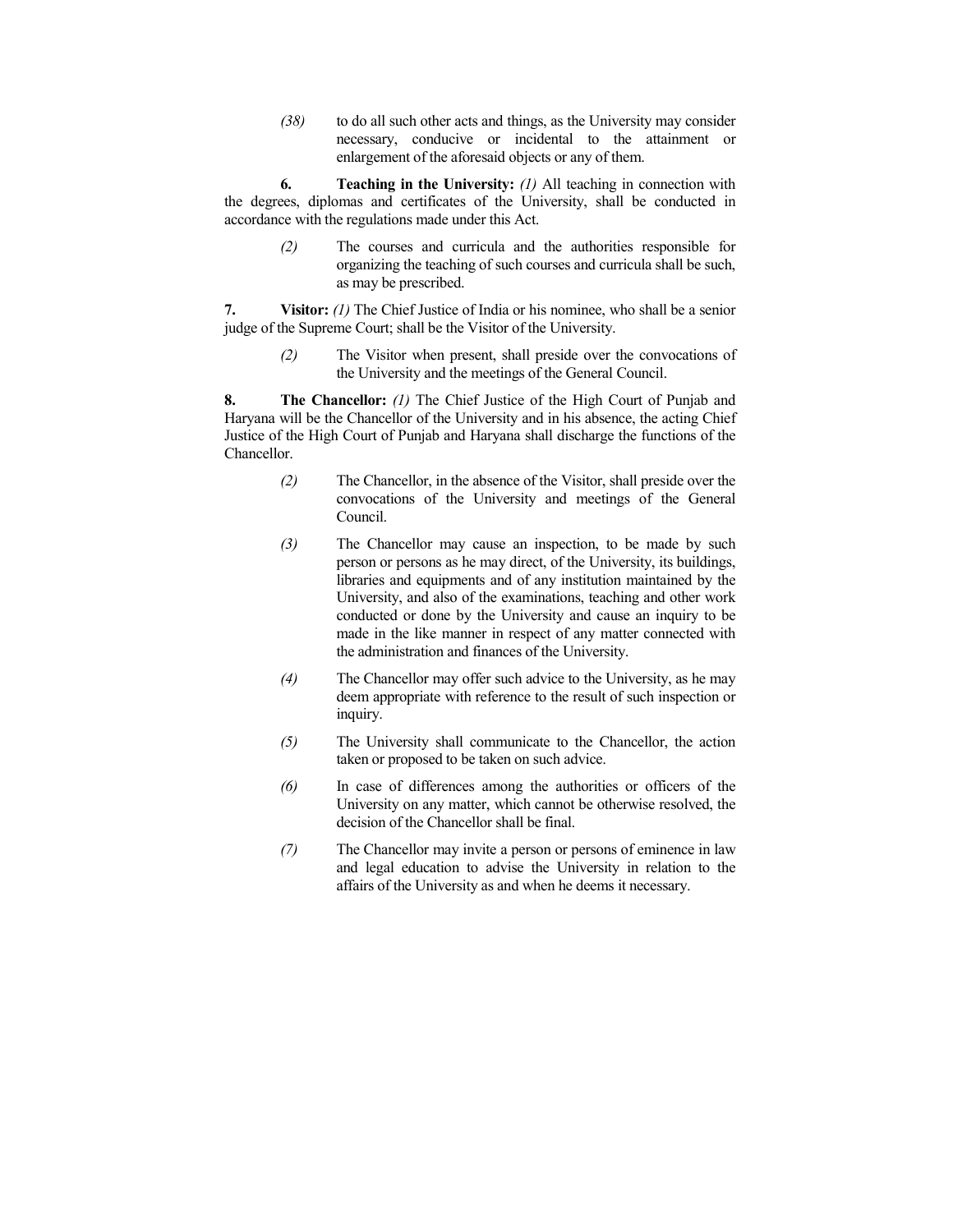*(38)* to do all such other acts and things, as the University may consider necessary, conducive or incidental to the attainment or enlargement of the aforesaid objects or any of them.

**6. Teaching in the University:** *(1)* All teaching in connection with the degrees, diplomas and certificates of the University, shall be conducted in accordance with the regulations made under this Act.

*(2)* The courses and curricula and the authorities responsible for organizing the teaching of such courses and curricula shall be such, as may be prescribed.

**7. Visitor:** *(1)* The Chief Justice of India or his nominee, who shall be a senior judge of the Supreme Court; shall be the Visitor of the University.

*(2)* The Visitor when present, shall preside over the convocations of the University and the meetings of the General Council.

**8. The Chancellor:** *(1)* The Chief Justice of the High Court of Punjab and Haryana will be the Chancellor of the University and in his absence, the acting Chief Justice of the High Court of Punjab and Haryana shall discharge the functions of the Chancellor.

*(2)* The Chancellor, in the absence of the Visitor, shall preside over the convocations of the University and meetings of the General Council.

*(3)* The Chancellor may cause an inspection, to be made by such person or persons as he may direct, of the University, its buildings, libraries and equipments and of any institution maintained by the University, and also of the examinations, teaching and other work conducted or done by the University and cause an inquiry to be made in the like manner in respect of any matter connected with the administration and finances of the University.

*(4)* The Chancellor may offer such advice to the University, as he may deem appropriate with reference to the result of such inspection or inquiry.

*(5)* The University shall communicate to the Chancellor, the action taken or proposed to be taken on such advice.

*(6)* In case of differences among the authorities or officers of the University on any matter, which cannot be otherwise resolved, the decision of the Chancellor shall be final.

*(7)* The Chancellor may invite a person or persons of eminence in law and legal education to advise the University in relation to the affairs of the University as and when he deems it necessary.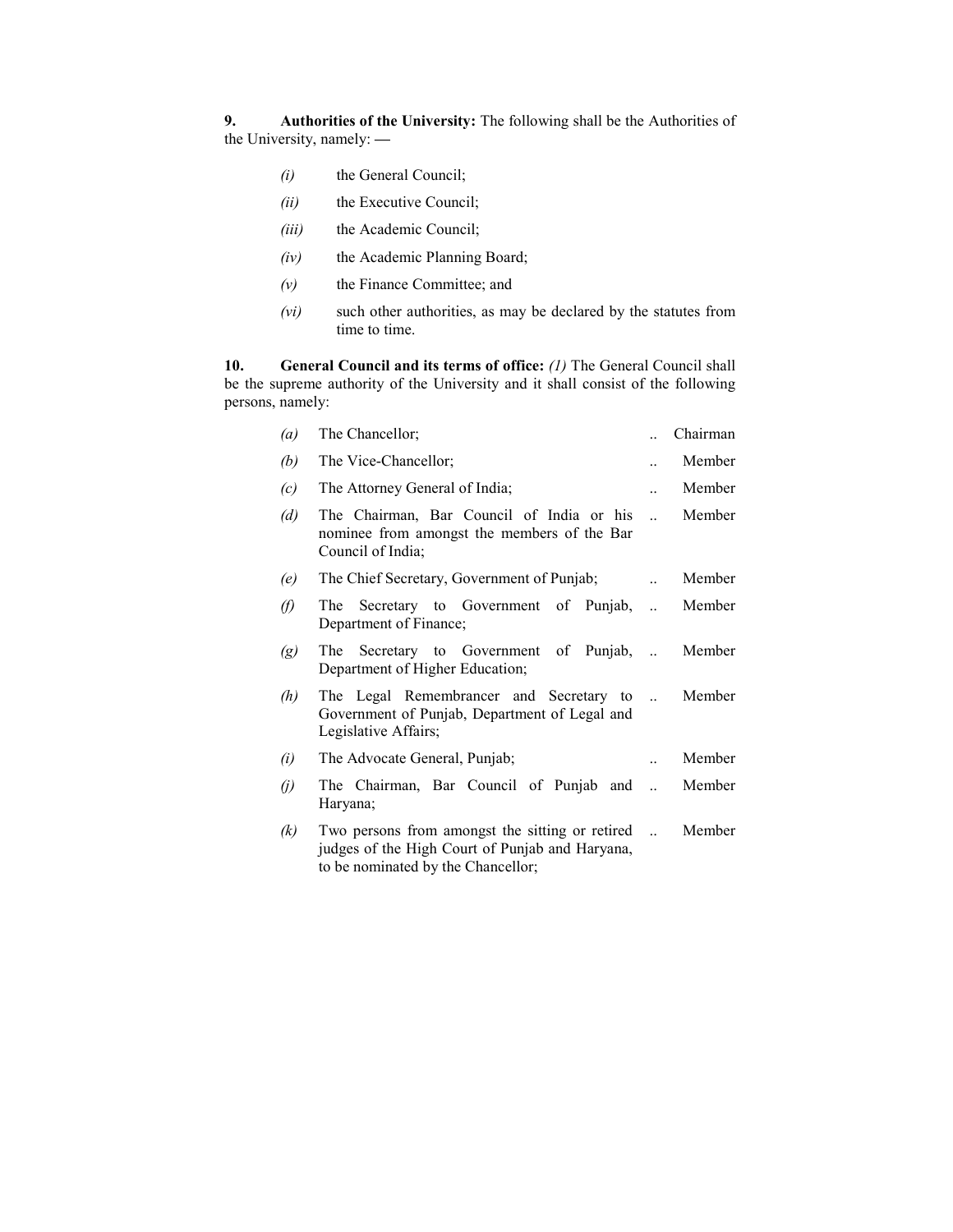**9. Authorities of the University:** The following shall be the Authorities of the University, namely: —

- *(i)* the General Council;
- *(ii)* the Executive Council;
- *(iii)* the Academic Council;
- *(iv)* the Academic Planning Board;
- *(v)* the Finance Committee; and
- *(vi)* such other authorities, as may be declared by the statutes from time to time.

**10. General Council and its terms of office:** *(1)* The General Council shall be the supreme authority of the University and it shall consist of the following persons, namely:

| | | | |
|---|---|---|---|
| *(a)* | The Chancellor; | .. | Chairman |
| *(b)* | The Vice-Chancellor; | .. | Member |
| *(c)* | The Attorney General of India; | .. | Member |
| *(d)* | The Chairman, Bar Council of India or his nominee from amongst the members of the Bar Council of India; | .. | Member |
| *(e)* | The Chief Secretary, Government of Punjab; | .. | Member |
| *(f)* | The Secretary to Government of Punjab, Department of Finance; | .. | Member |
| *(g)* | The Secretary to Government of Punjab, Department of Higher Education; | .. | Member |
| *(h)* | The Legal Remembrancer and Secretary to Government of Punjab, Department of Legal and Legislative Affairs; | .. | Member |
| *(i)* | The Advocate General, Punjab; | .. | Member |
| *(j)* | The Chairman, Bar Council of Punjab and Haryana; | .. | Member |
| *(k)* | Two persons from amongst the sitting or retired judges of the High Court of Punjab and Haryana, to be nominated by the Chancellor; | .. | Member |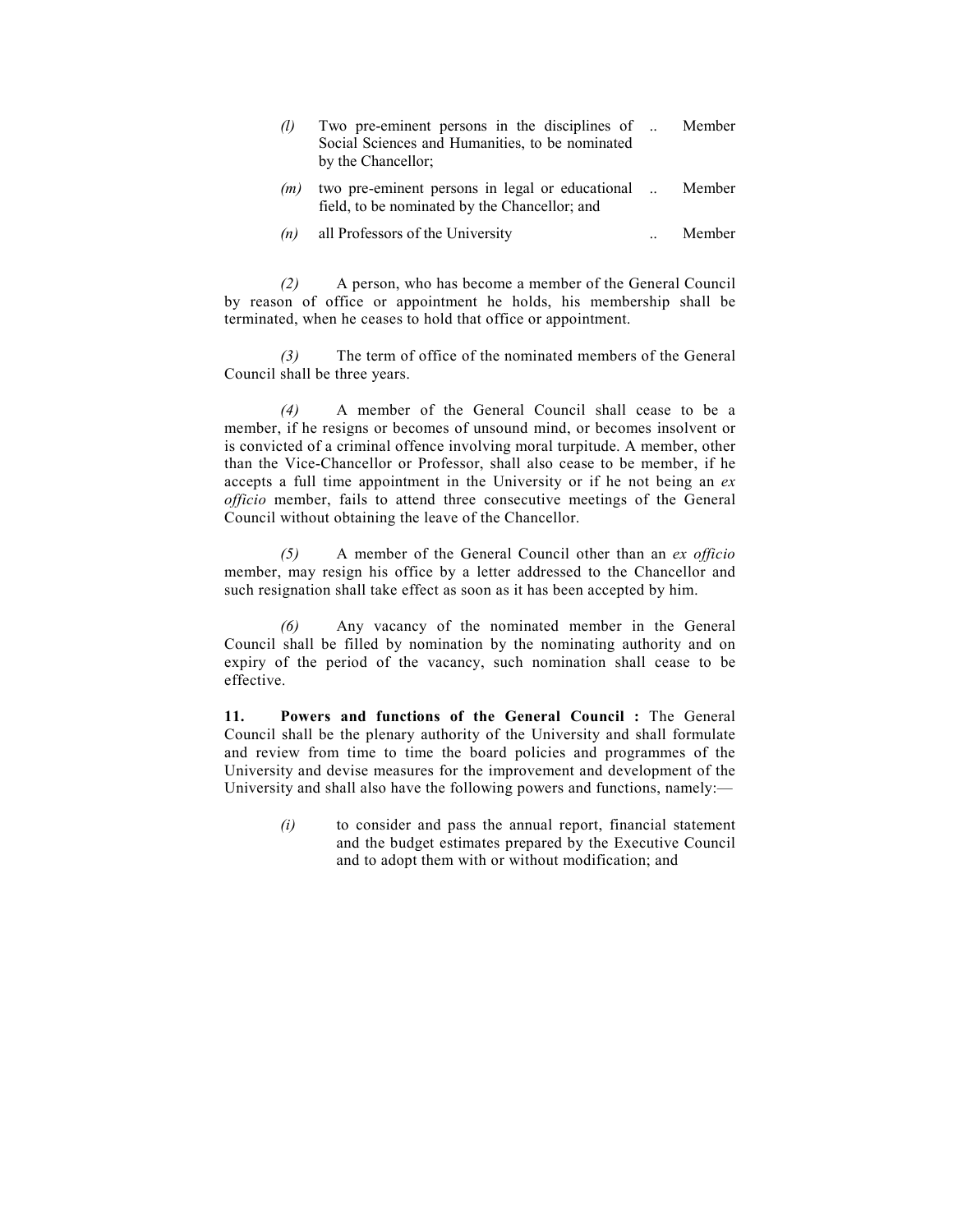| | | | |
|---|---|---|---|
| *(l)* | Two pre-eminent persons in the disciplines of Social Sciences and Humanities, to be nominated by the Chancellor; | .. | Member |
| *(m)* | two pre-eminent persons in legal or educational field, to be nominated by the Chancellor; and | .. | Member |
| *(n)* | all Professors of the University | .. | Member |

*(2)* A person, who has become a member of the General Council by reason of office or appointment he holds, his membership shall be terminated, when he ceases to hold that office or appointment.

*(3)* The term of office of the nominated members of the General Council shall be three years.

*(4)* A member of the General Council shall cease to be a member, if he resigns or becomes of unsound mind, or becomes insolvent or is convicted of a criminal offence involving moral turpitude. A member, other than the Vice-Chancellor or Professor, shall also cease to be member, if he accepts a full time appointment in the University or if he not being an *ex officio* member, fails to attend three consecutive meetings of the General Council without obtaining the leave of the Chancellor.

*(5)* A member of the General Council other than an *ex officio* member, may resign his office by a letter addressed to the Chancellor and such resignation shall take effect as soon as it has been accepted by him.

*(6)* Any vacancy of the nominated member in the General Council shall be filled by nomination by the nominating authority and on expiry of the period of the vacancy, such nomination shall cease to be effective.

**11. Powers and functions of the General Council :** The General Council shall be the plenary authority of the University and shall formulate and review from time to time the board policies and programmes of the University and devise measures for the improvement and development of the University and shall also have the following powers and functions, namely:—

*(i)* to consider and pass the annual report, financial statement and the budget estimates prepared by the Executive Council and to adopt them with or without modification; and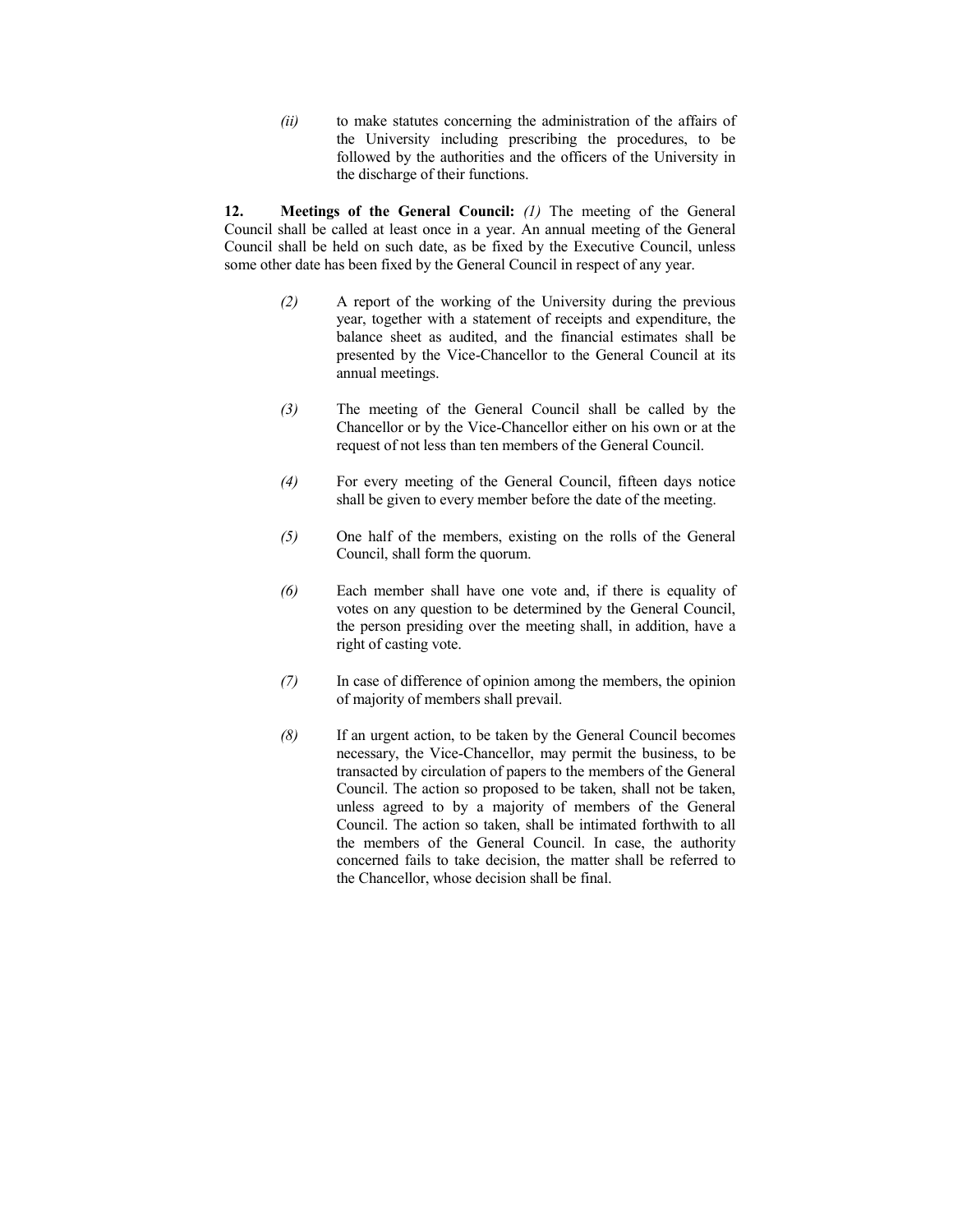*(ii)* to make statutes concerning the administration of the affairs of the University including prescribing the procedures, to be followed by the authorities and the officers of the University in the discharge of their functions.

**12. Meetings of the General Council:** *(1)* The meeting of the General Council shall be called at least once in a year. An annual meeting of the General Council shall be held on such date, as be fixed by the Executive Council, unless some other date has been fixed by the General Council in respect of any year.

*(2)* A report of the working of the University during the previous year, together with a statement of receipts and expenditure, the balance sheet as audited, and the financial estimates shall be presented by the Vice-Chancellor to the General Council at its annual meetings.

*(3)* The meeting of the General Council shall be called by the Chancellor or by the Vice-Chancellor either on his own or at the request of not less than ten members of the General Council.

*(4)* For every meeting of the General Council, fifteen days notice shall be given to every member before the date of the meeting.

*(5)* One half of the members, existing on the rolls of the General Council, shall form the quorum.

*(6)* Each member shall have one vote and, if there is equality of votes on any question to be determined by the General Council, the person presiding over the meeting shall, in addition, have a right of casting vote.

*(7)* In case of difference of opinion among the members, the opinion of majority of members shall prevail.

*(8)* If an urgent action, to be taken by the General Council becomes necessary, the Vice-Chancellor, may permit the business, to be transacted by circulation of papers to the members of the General Council. The action so proposed to be taken, shall not be taken, unless agreed to by a majority of members of the General Council. The action so taken, shall be intimated forthwith to all the members of the General Council. In case, the authority concerned fails to take decision, the matter shall be referred to the Chancellor, whose decision shall be final.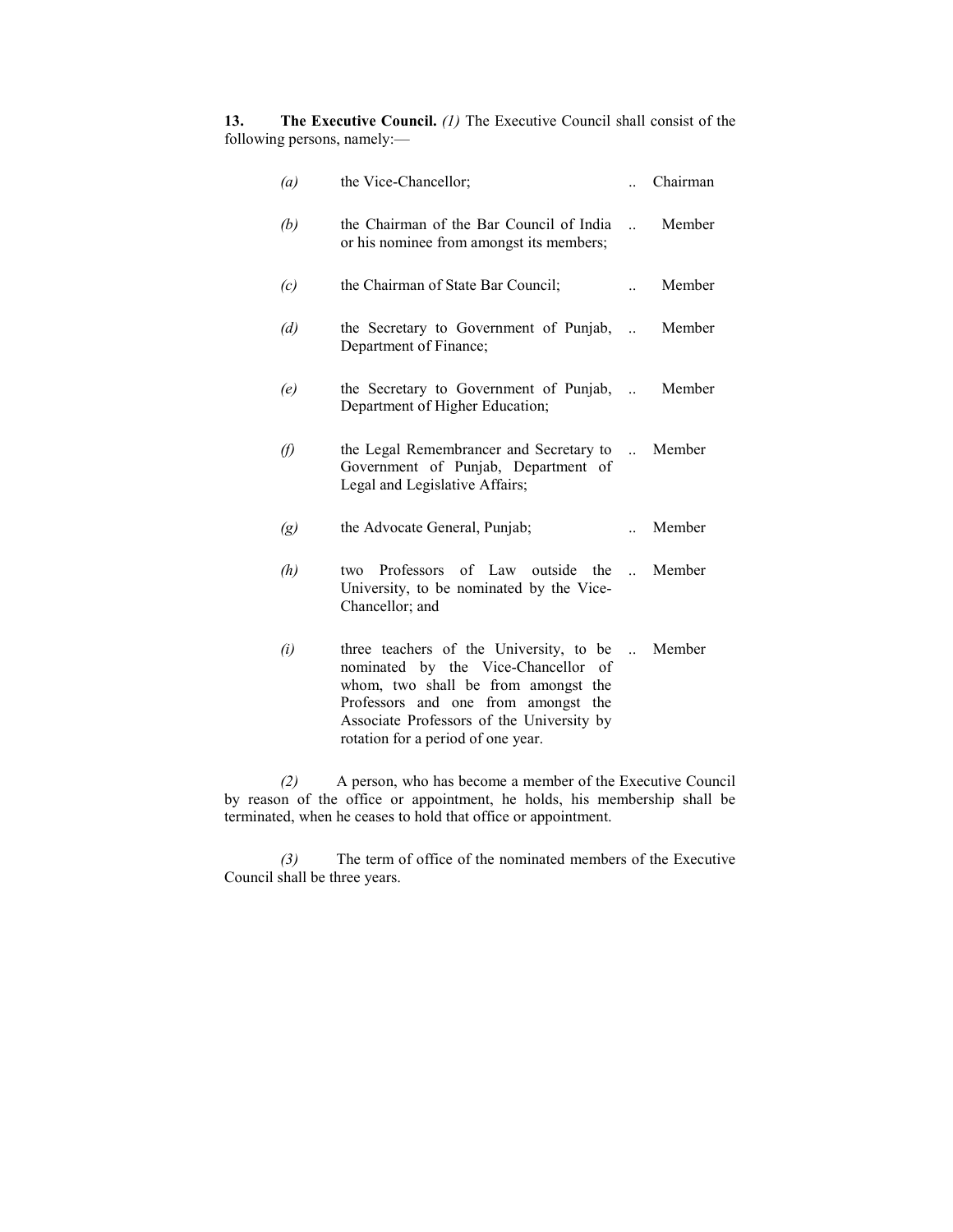**13. The Executive Council.** *(1)* The Executive Council shall consist of the following persons, namely:—

| | | | |
|---|---|---|---|
| *(a)* | the Vice-Chancellor; | .. | Chairman |
| *(b)* | the Chairman of the Bar Council of India or his nominee from amongst its members; | .. | Member |
| *(c)* | the Chairman of State Bar Council; | .. | Member |
| *(d)* | the Secretary to Government of Punjab, Department of Finance; | .. | Member |
| *(e)* | the Secretary to Government of Punjab, Department of Higher Education; | .. | Member |
| *(f)* | the Legal Remembrancer and Secretary to Government of Punjab, Department of Legal and Legislative Affairs; | .. | Member |
| *(g)* | the Advocate General, Punjab; | .. | Member |
| *(h)* | two Professors of Law outside the University, to be nominated by the Vice-Chancellor; and | .. | Member |
| *(i)* | three teachers of the University, to be nominated by the Vice-Chancellor of whom, two shall be from amongst the Professors and one from amongst the Associate Professors of the University by rotation for a period of one year. | .. | Member |

*(2)* A person, who has become a member of the Executive Council by reason of the office or appointment, he holds, his membership shall be terminated, when he ceases to hold that office or appointment.

*(3)* The term of office of the nominated members of the Executive Council shall be three years.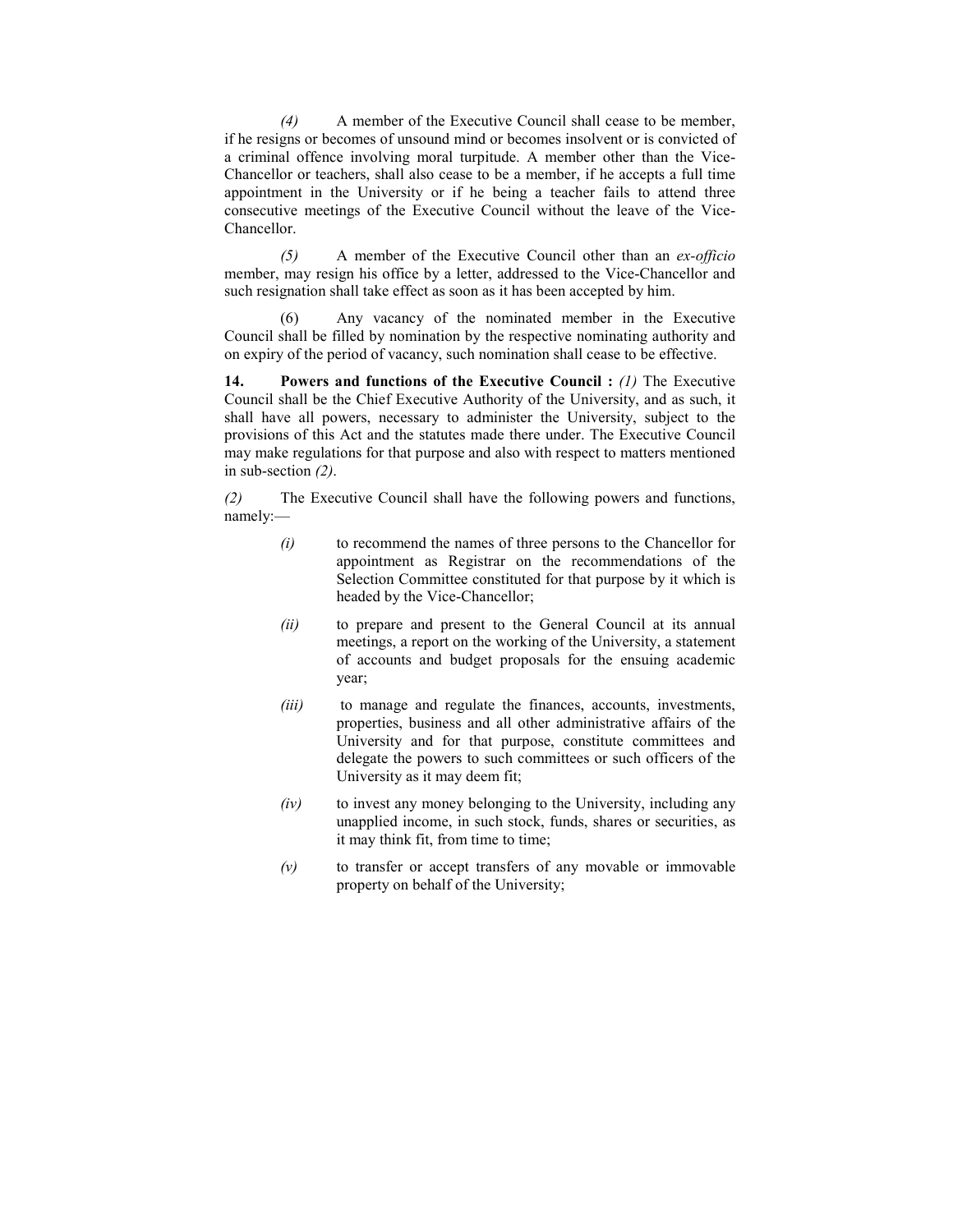*(4)* A member of the Executive Council shall cease to be member, if he resigns or becomes of unsound mind or becomes insolvent or is convicted of a criminal offence involving moral turpitude. A member other than the Vice-Chancellor or teachers, shall also cease to be a member, if he accepts a full time appointment in the University or if he being a teacher fails to attend three consecutive meetings of the Executive Council without the leave of the Vice-Chancellor.

*(5)* A member of the Executive Council other than an *ex-officio* member, may resign his office by a letter, addressed to the Vice-Chancellor and such resignation shall take effect as soon as it has been accepted by him.

(6) Any vacancy of the nominated member in the Executive Council shall be filled by nomination by the respective nominating authority and on expiry of the period of vacancy, such nomination shall cease to be effective.

**14. Powers and functions of the Executive Council :** *(1)* The Executive Council shall be the Chief Executive Authority of the University, and as such, it shall have all powers, necessary to administer the University, subject to the provisions of this Act and the statutes made there under. The Executive Council may make regulations for that purpose and also with respect to matters mentioned in sub-section *(2)*.

*(2)* The Executive Council shall have the following powers and functions, namely:—

- *(i)* to recommend the names of three persons to the Chancellor for appointment as Registrar on the recommendations of the Selection Committee constituted for that purpose by it which is headed by the Vice-Chancellor;
- *(ii)* to prepare and present to the General Council at its annual meetings, a report on the working of the University, a statement of accounts and budget proposals for the ensuing academic year;
- *(iii)* to manage and regulate the finances, accounts, investments, properties, business and all other administrative affairs of the University and for that purpose, constitute committees and delegate the powers to such committees or such officers of the University as it may deem fit;
- *(iv)* to invest any money belonging to the University, including any unapplied income, in such stock, funds, shares or securities, as it may think fit, from time to time;
- *(v)* to transfer or accept transfers of any movable or immovable property on behalf of the University;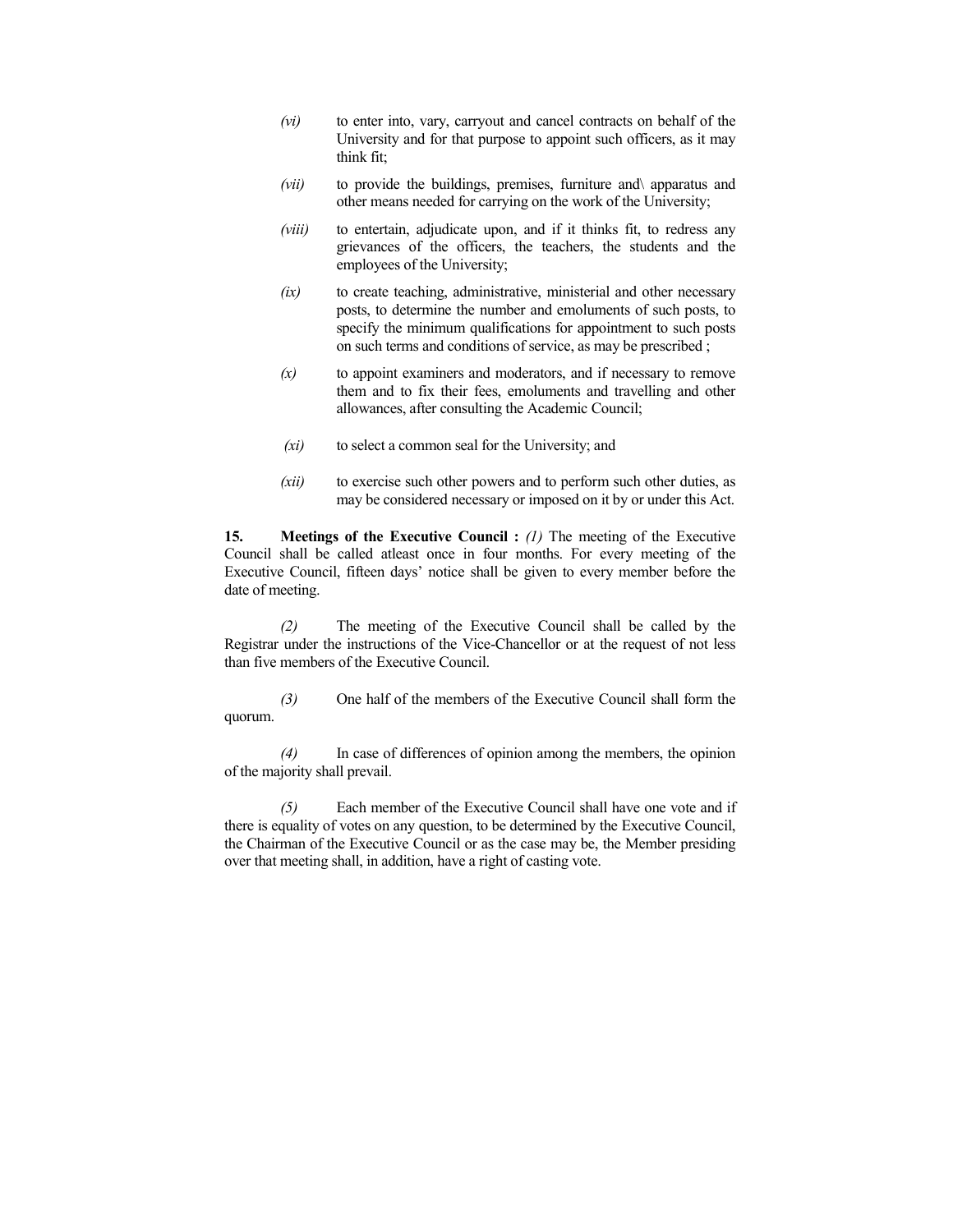*(vi)* to enter into, vary, carryout and cancel contracts on behalf of the University and for that purpose to appoint such officers, as it may think fit;

*(vii)* to provide the buildings, premises, furniture and\ apparatus and other means needed for carrying on the work of the University;

*(viii)* to entertain, adjudicate upon, and if it thinks fit, to redress any grievances of the officers, the teachers, the students and the employees of the University;

*(ix)* to create teaching, administrative, ministerial and other necessary posts, to determine the number and emoluments of such posts, to specify the minimum qualifications for appointment to such posts on such terms and conditions of service, as may be prescribed ;

*(x)* to appoint examiners and moderators, and if necessary to remove them and to fix their fees, emoluments and travelling and other allowances, after consulting the Academic Council;

*(xi)* to select a common seal for the University; and

*(xii)* to exercise such other powers and to perform such other duties, as may be considered necessary or imposed on it by or under this Act.

**15. Meetings of the Executive Council :** *(1)* The meeting of the Executive Council shall be called atleast once in four months. For every meeting of the Executive Council, fifteen days' notice shall be given to every member before the date of meeting.

*(2)* The meeting of the Executive Council shall be called by the Registrar under the instructions of the Vice-Chancellor or at the request of not less than five members of the Executive Council.

*(3)* One half of the members of the Executive Council shall form the quorum.

*(4)* In case of differences of opinion among the members, the opinion of the majority shall prevail.

*(5)* Each member of the Executive Council shall have one vote and if there is equality of votes on any question, to be determined by the Executive Council, the Chairman of the Executive Council or as the case may be, the Member presiding over that meeting shall, in addition, have a right of casting vote.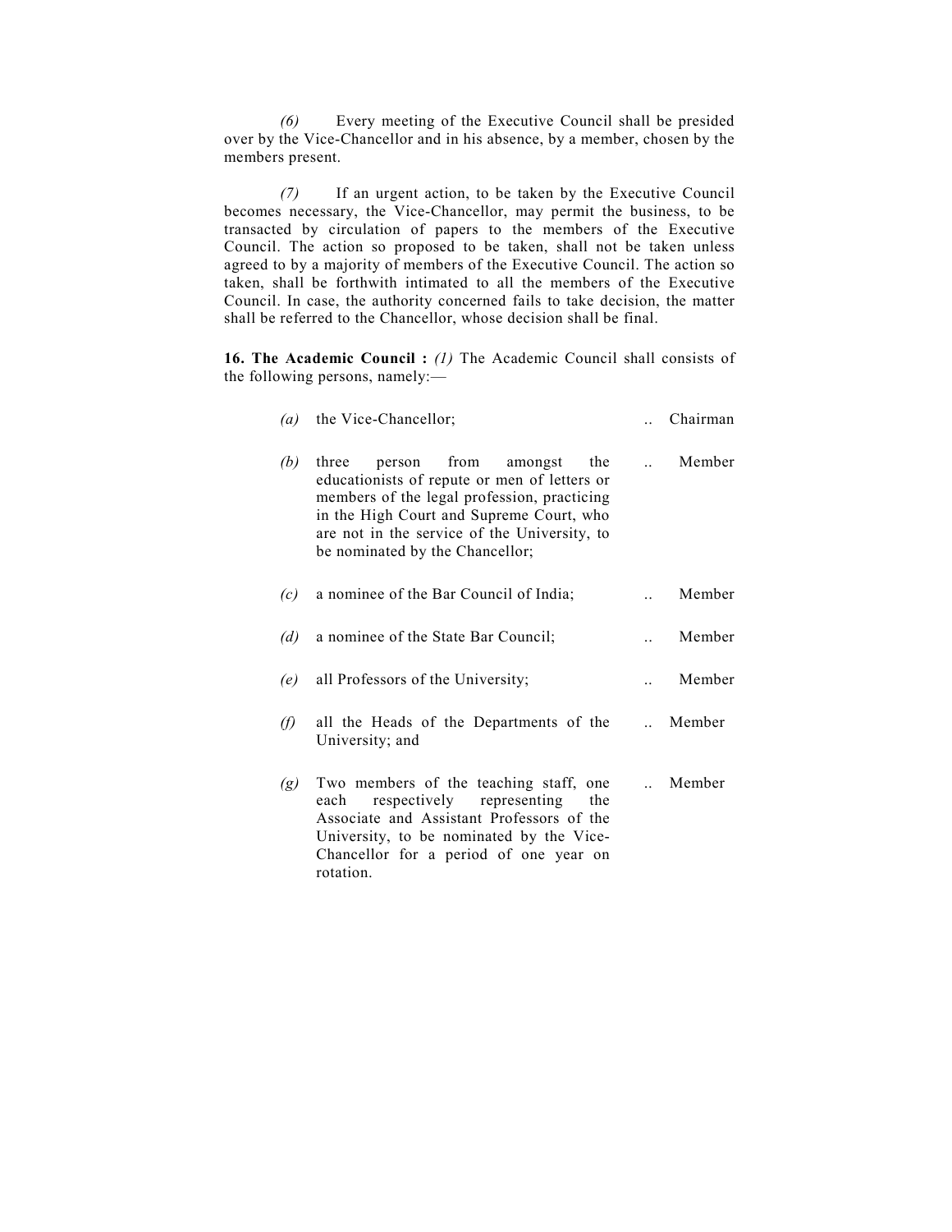*(6)* Every meeting of the Executive Council shall be presided over by the Vice-Chancellor and in his absence, by a member, chosen by the members present.

*(7)* If an urgent action, to be taken by the Executive Council becomes necessary, the Vice-Chancellor, may permit the business, to be transacted by circulation of papers to the members of the Executive Council. The action so proposed to be taken, shall not be taken unless agreed to by a majority of members of the Executive Council. The action so taken, shall be forthwith intimated to all the members of the Executive Council. In case, the authority concerned fails to take decision, the matter shall be referred to the Chancellor, whose decision shall be final.

**16. The Academic Council :** *(1)* The Academic Council shall consists of the following persons, namely:—

| | | | |
|---|---|---|---|
| *(a)* | the Vice-Chancellor; | .. | Chairman |
| *(b)* | three person from amongst the educationists of repute or men of letters or members of the legal profession, practicing in the High Court and Supreme Court, who are not in the service of the University, to be nominated by the Chancellor; | .. | Member |
| *(c)* | a nominee of the Bar Council of India; | .. | Member |
| *(d)* | a nominee of the State Bar Council; | .. | Member |
| *(e)* | all Professors of the University; | .. | Member |
| *(f)* | all the Heads of the Departments of the University; and | .. | Member |
| *(g)* | Two members of the teaching staff, one each respectively representing the Associate and Assistant Professors of the University, to be nominated by the Vice-Chancellor for a period of one year on rotation. | .. | Member |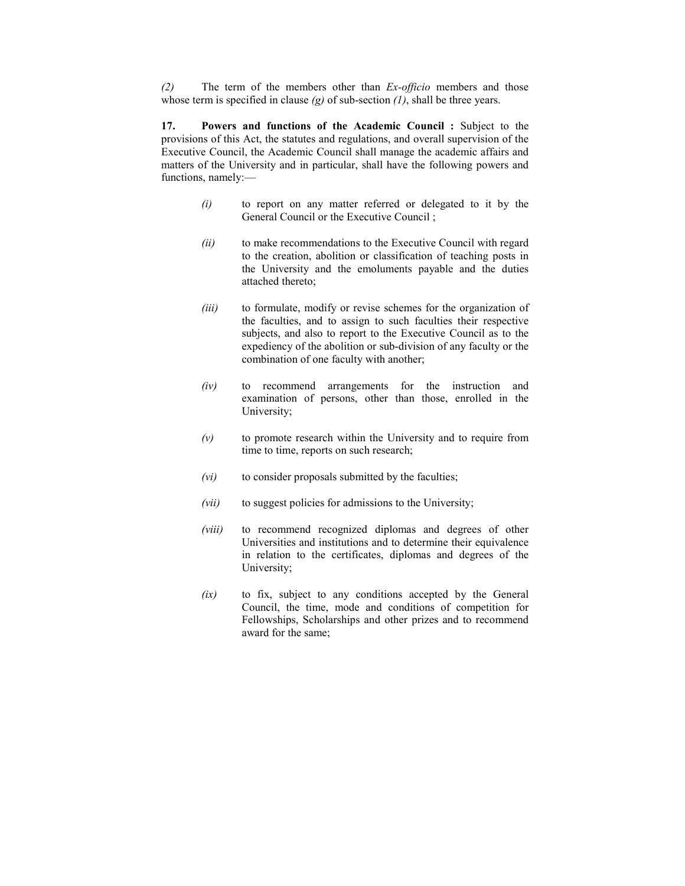*(2)* The term of the members other than *Ex-officio* members and those whose term is specified in clause *(g)* of sub-section *(1)*, shall be three years.

**17. Powers and functions of the Academic Council :** Subject to the provisions of this Act, the statutes and regulations, and overall supervision of the Executive Council, the Academic Council shall manage the academic affairs and matters of the University and in particular, shall have the following powers and functions, namely:—

*(i)* to report on any matter referred or delegated to it by the General Council or the Executive Council ;

*(ii)* to make recommendations to the Executive Council with regard to the creation, abolition or classification of teaching posts in the University and the emoluments payable and the duties attached thereto;

*(iii)* to formulate, modify or revise schemes for the organization of the faculties, and to assign to such faculties their respective subjects, and also to report to the Executive Council as to the expediency of the abolition or sub-division of any faculty or the combination of one faculty with another;

*(iv)* to recommend arrangements for the instruction and examination of persons, other than those, enrolled in the University;

*(v)* to promote research within the University and to require from time to time, reports on such research;

*(vi)* to consider proposals submitted by the faculties;

*(vii)* to suggest policies for admissions to the University;

*(viii)* to recommend recognized diplomas and degrees of other Universities and institutions and to determine their equivalence in relation to the certificates, diplomas and degrees of the University;

*(ix)* to fix, subject to any conditions accepted by the General Council, the time, mode and conditions of competition for Fellowships, Scholarships and other prizes and to recommend award for the same;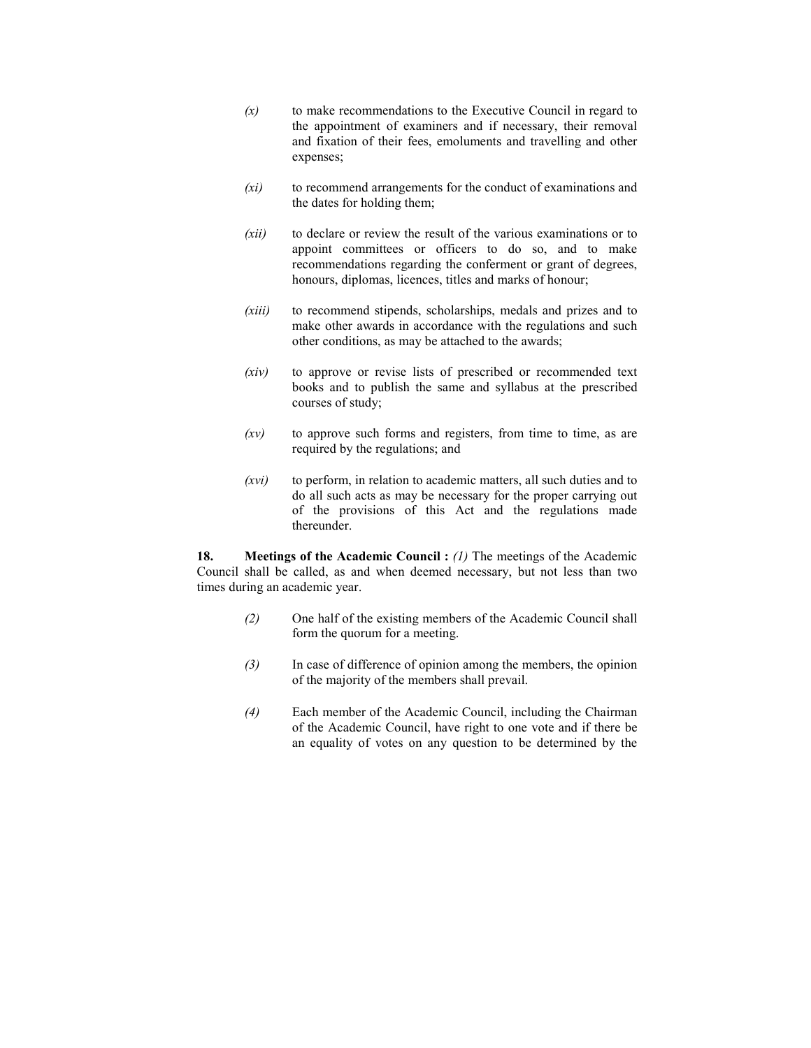*(x)* to make recommendations to the Executive Council in regard to the appointment of examiners and if necessary, their removal and fixation of their fees, emoluments and travelling and other expenses;

*(xi)* to recommend arrangements for the conduct of examinations and the dates for holding them;

*(xii)* to declare or review the result of the various examinations or to appoint committees or officers to do so, and to make recommendations regarding the conferment or grant of degrees, honours, diplomas, licences, titles and marks of honour;

*(xiii)* to recommend stipends, scholarships, medals and prizes and to make other awards in accordance with the regulations and such other conditions, as may be attached to the awards;

*(xiv)* to approve or revise lists of prescribed or recommended text books and to publish the same and syllabus at the prescribed courses of study;

*(xv)* to approve such forms and registers, from time to time, as are required by the regulations; and

*(xvi)* to perform, in relation to academic matters, all such duties and to do all such acts as may be necessary for the proper carrying out of the provisions of this Act and the regulations made thereunder.

**18. Meetings of the Academic Council :** *(1)* The meetings of the Academic Council shall be called, as and when deemed necessary, but not less than two times during an academic year.

*(2)* One half of the existing members of the Academic Council shall form the quorum for a meeting.

*(3)* In case of difference of opinion among the members, the opinion of the majority of the members shall prevail.

*(4)* Each member of the Academic Council, including the Chairman of the Academic Council, have right to one vote and if there be an equality of votes on any question to be determined by the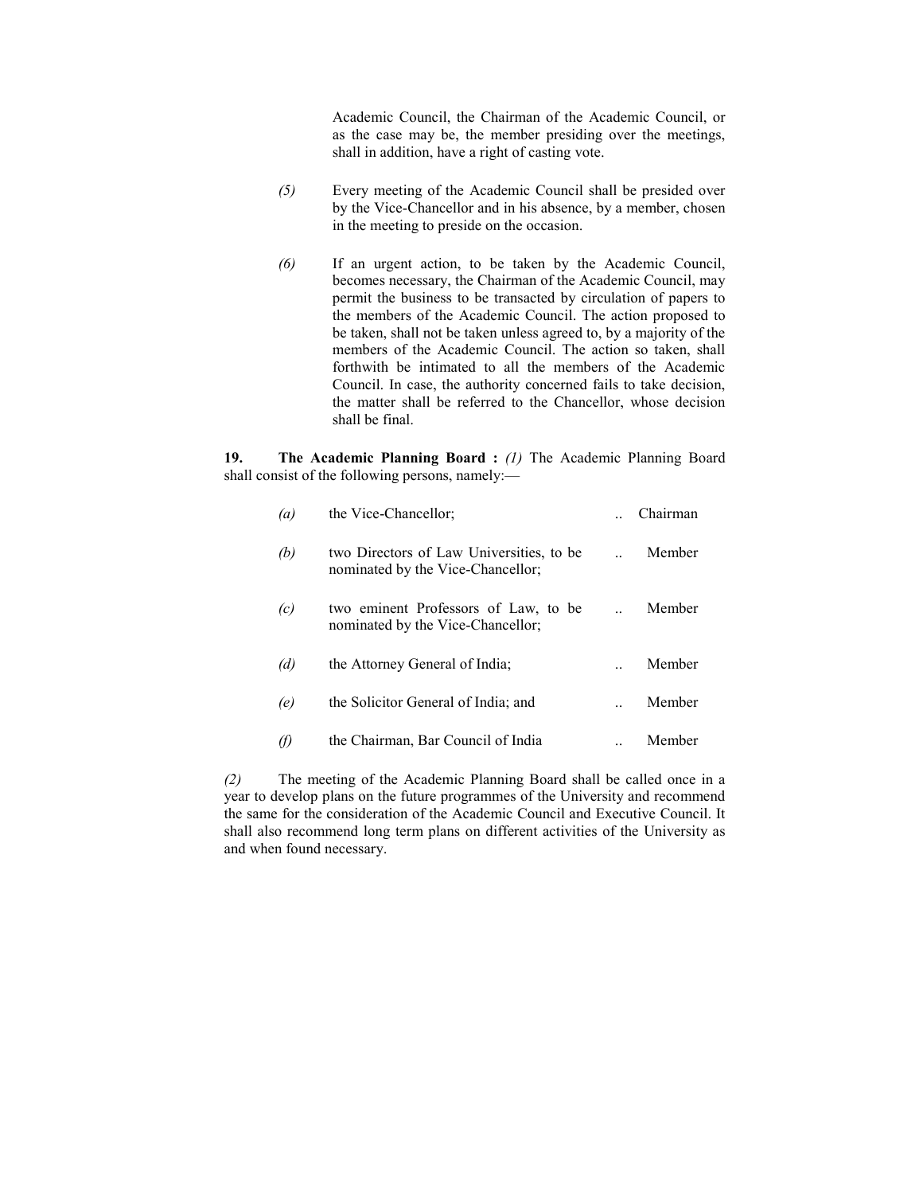Academic Council, the Chairman of the Academic Council, or as the case may be, the member presiding over the meetings, shall in addition, have a right of casting vote.

*(5)* Every meeting of the Academic Council shall be presided over by the Vice-Chancellor and in his absence, by a member, chosen in the meeting to preside on the occasion.

*(6)* If an urgent action, to be taken by the Academic Council, becomes necessary, the Chairman of the Academic Council, may permit the business to be transacted by circulation of papers to the members of the Academic Council. The action proposed to be taken, shall not be taken unless agreed to, by a majority of the members of the Academic Council. The action so taken, shall forthwith be intimated to all the members of the Academic Council. In case, the authority concerned fails to take decision, the matter shall be referred to the Chancellor, whose decision shall be final.

**19. The Academic Planning Board :** *(1)* The Academic Planning Board shall consist of the following persons, namely:—

| | | | |
|---|---|---|---|
| *(a)* | the Vice-Chancellor; | .. | Chairman |
| *(b)* | two Directors of Law Universities, to be nominated by the Vice-Chancellor; | .. | Member |
| *(c)* | two eminent Professors of Law, to be nominated by the Vice-Chancellor; | .. | Member |
| *(d)* | the Attorney General of India; | .. | Member |
| *(e)* | the Solicitor General of India; and | .. | Member |
| *(f)* | the Chairman, Bar Council of India | .. | Member |

*(2)* The meeting of the Academic Planning Board shall be called once in a year to develop plans on the future programmes of the University and recommend the same for the consideration of the Academic Council and Executive Council. It shall also recommend long term plans on different activities of the University as and when found necessary.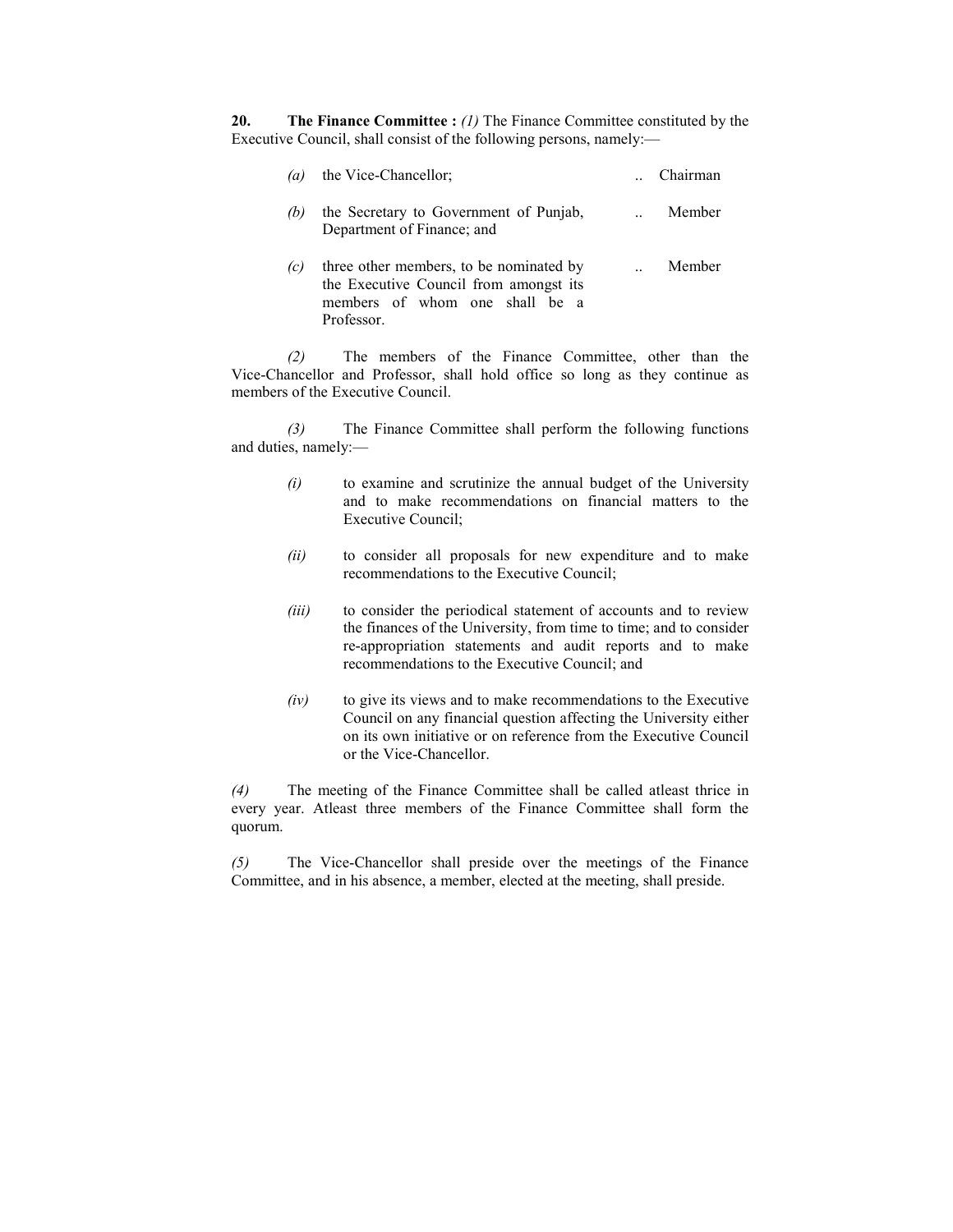**20. The Finance Committee :** *(1)* The Finance Committee constituted by the Executive Council, shall consist of the following persons, namely:—

| | | | |
|---|---|---|---|
| *(a)* | the Vice-Chancellor; | .. | Chairman |
| *(b)* | the Secretary to Government of Punjab, Department of Finance; and | .. | Member |
| *(c)* | three other members, to be nominated by the Executive Council from amongst its members of whom one shall be a Professor. | .. | Member |

*(2)* The members of the Finance Committee, other than the Vice-Chancellor and Professor, shall hold office so long as they continue as members of the Executive Council.

*(3)* The Finance Committee shall perform the following functions and duties, namely:—

*(i)* to examine and scrutinize the annual budget of the University and to make recommendations on financial matters to the Executive Council;

*(ii)* to consider all proposals for new expenditure and to make recommendations to the Executive Council;

*(iii)* to consider the periodical statement of accounts and to review the finances of the University, from time to time; and to consider re-appropriation statements and audit reports and to make recommendations to the Executive Council; and

*(iv)* to give its views and to make recommendations to the Executive Council on any financial question affecting the University either on its own initiative or on reference from the Executive Council or the Vice-Chancellor.

*(4)* The meeting of the Finance Committee shall be called atleast thrice in every year. Atleast three members of the Finance Committee shall form the quorum.

*(5)* The Vice-Chancellor shall preside over the meetings of the Finance Committee, and in his absence, a member, elected at the meeting, shall preside.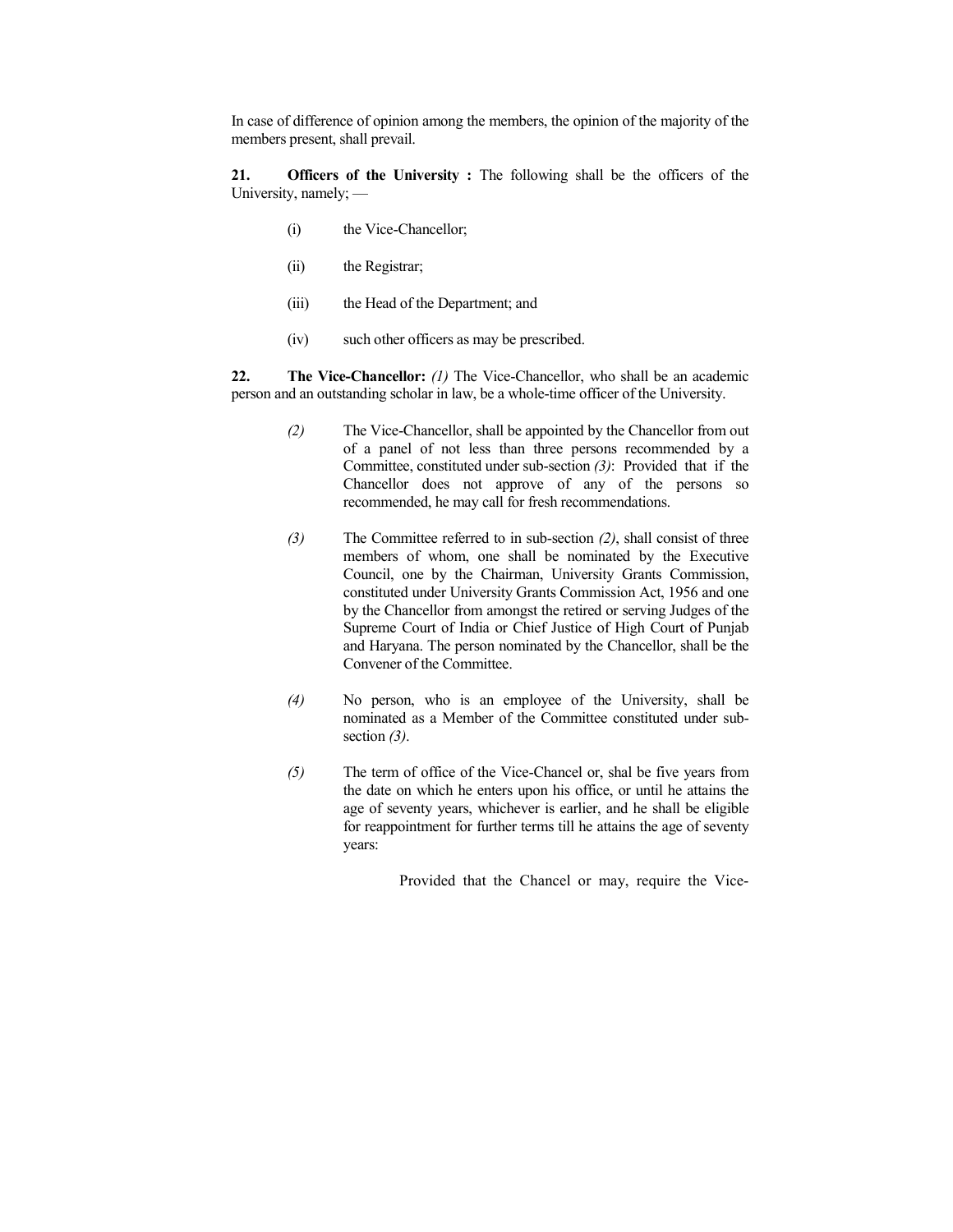In case of difference of opinion among the members, the opinion of the majority of the members present, shall prevail.

**21. Officers of the University :** The following shall be the officers of the University, namely; —

(i) the Vice-Chancellor;

(ii) the Registrar;

(iii) the Head of the Department; and

(iv) such other officers as may be prescribed.

**22. The Vice-Chancellor:** *(1)* The Vice-Chancellor, who shall be an academic person and an outstanding scholar in law, be a whole-time officer of the University.

*(2)* The Vice-Chancellor, shall be appointed by the Chancellor from out of a panel of not less than three persons recommended by a Committee, constituted under sub-section *(3)*: Provided that if the Chancellor does not approve of any of the persons so recommended, he may call for fresh recommendations.

*(3)* The Committee referred to in sub-section *(2)*, shall consist of three members of whom, one shall be nominated by the Executive Council, one by the Chairman, University Grants Commission, constituted under University Grants Commission Act, 1956 and one by the Chancellor from amongst the retired or serving Judges of the Supreme Court of India or Chief Justice of High Court of Punjab and Haryana. The person nominated by the Chancellor, shall be the Convener of the Committee.

*(4)* No person, who is an employee of the University, shall be nominated as a Member of the Committee constituted under sub-section *(3)*.

*(5)* The term of office of the Vice-Chancel or, shal be five years from the date on which he enters upon his office, or until he attains the age of seventy years, whichever is earlier, and he shall be eligible for reappointment for further terms till he attains the age of seventy years:

Provided that the Chancel or may, require the Vice-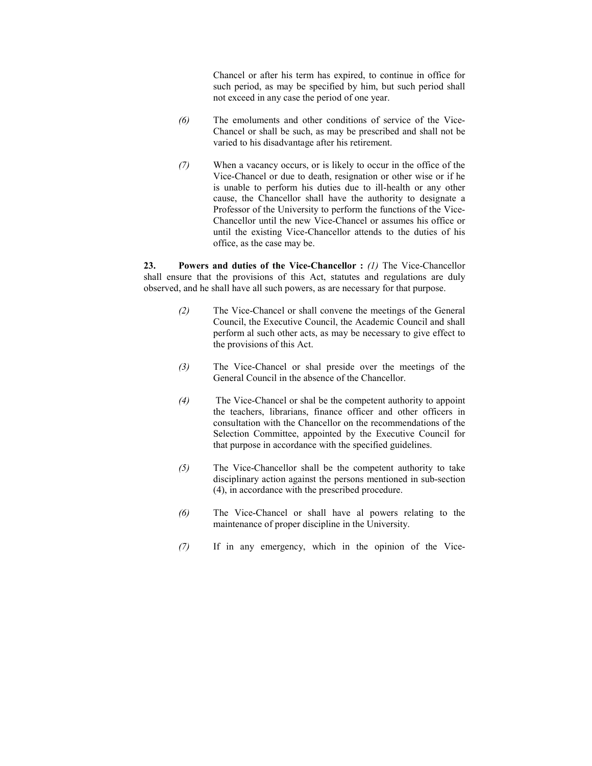Chancel or after his term has expired, to continue in office for such period, as may be specified by him, but such period shall not exceed in any case the period of one year.

*(6)* The emoluments and other conditions of service of the Vice-Chancel or shall be such, as may be prescribed and shall not be varied to his disadvantage after his retirement.

*(7)* When a vacancy occurs, or is likely to occur in the office of the Vice-Chancel or due to death, resignation or other wise or if he is unable to perform his duties due to ill-health or any other cause, the Chancellor shall have the authority to designate a Professor of the University to perform the functions of the Vice-Chancellor until the new Vice-Chancel or assumes his office or until the existing Vice-Chancellor attends to the duties of his office, as the case may be.

**23. Powers and duties of the Vice-Chancellor :** *(1)* The Vice-Chancellor shall ensure that the provisions of this Act, statutes and regulations are duly observed, and he shall have all such powers, as are necessary for that purpose.

*(2)* The Vice-Chancel or shall convene the meetings of the General Council, the Executive Council, the Academic Council and shall perform al such other acts, as may be necessary to give effect to the provisions of this Act.

*(3)* The Vice-Chancel or shal preside over the meetings of the General Council in the absence of the Chancellor.

*(4)* The Vice-Chancel or shal be the competent authority to appoint the teachers, librarians, finance officer and other officers in consultation with the Chancellor on the recommendations of the Selection Committee, appointed by the Executive Council for that purpose in accordance with the specified guidelines.

*(5)* The Vice-Chancellor shall be the competent authority to take disciplinary action against the persons mentioned in sub-section (4), in accordance with the prescribed procedure.

*(6)* The Vice-Chancel or shall have al powers relating to the maintenance of proper discipline in the University.

*(7)* If in any emergency, which in the opinion of the Vice-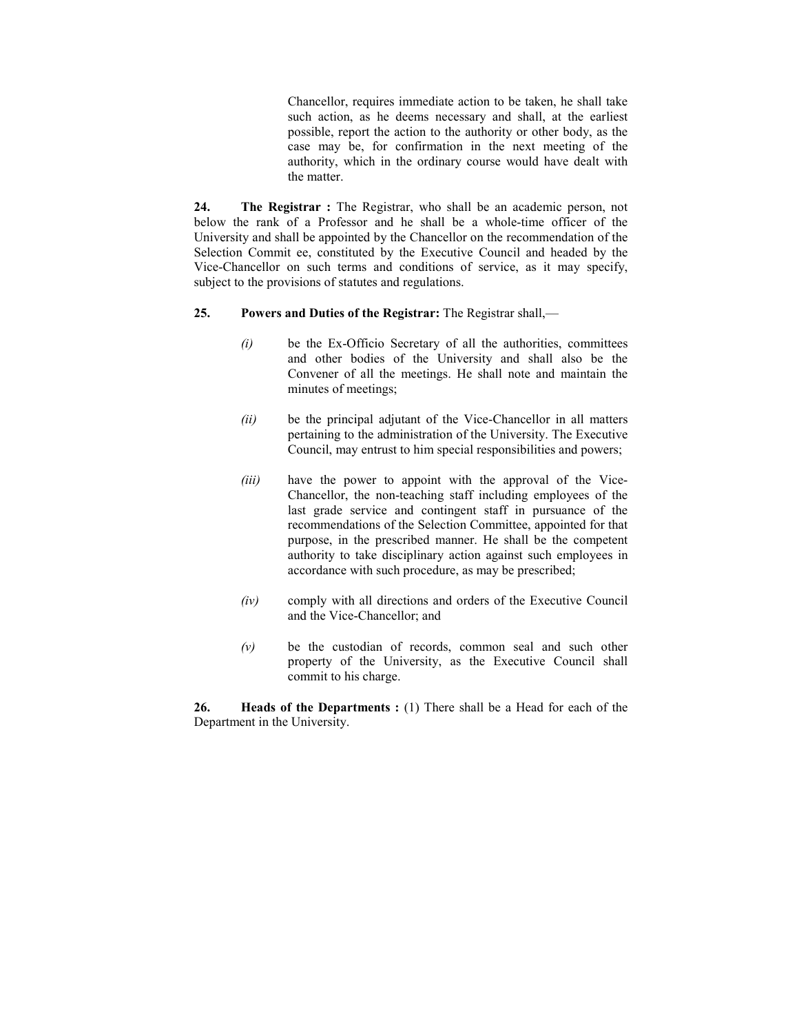Chancellor, requires immediate action to be taken, he shall take such action, as he deems necessary and shall, at the earliest possible, report the action to the authority or other body, as the case may be, for confirmation in the next meeting of the authority, which in the ordinary course would have dealt with the matter.

**24. The Registrar :** The Registrar, who shall be an academic person, not below the rank of a Professor and he shall be a whole-time officer of the University and shall be appointed by the Chancellor on the recommendation of the Selection Commit ee, constituted by the Executive Council and headed by the Vice-Chancellor on such terms and conditions of service, as it may specify, subject to the provisions of statutes and regulations.

**25. Powers and Duties of the Registrar:** The Registrar shall,—

*(i)* be the Ex-Officio Secretary of all the authorities, committees and other bodies of the University and shall also be the Convener of all the meetings. He shall note and maintain the minutes of meetings;

*(ii)* be the principal adjutant of the Vice-Chancellor in all matters pertaining to the administration of the University. The Executive Council, may entrust to him special responsibilities and powers;

*(iii)* have the power to appoint with the approval of the Vice-Chancellor, the non-teaching staff including employees of the last grade service and contingent staff in pursuance of the recommendations of the Selection Committee, appointed for that purpose, in the prescribed manner. He shall be the competent authority to take disciplinary action against such employees in accordance with such procedure, as may be prescribed;

*(iv)* comply with all directions and orders of the Executive Council and the Vice-Chancellor; and

*(v)* be the custodian of records, common seal and such other property of the University, as the Executive Council shall commit to his charge.

**26. Heads of the Departments :** (1) There shall be a Head for each of the Department in the University.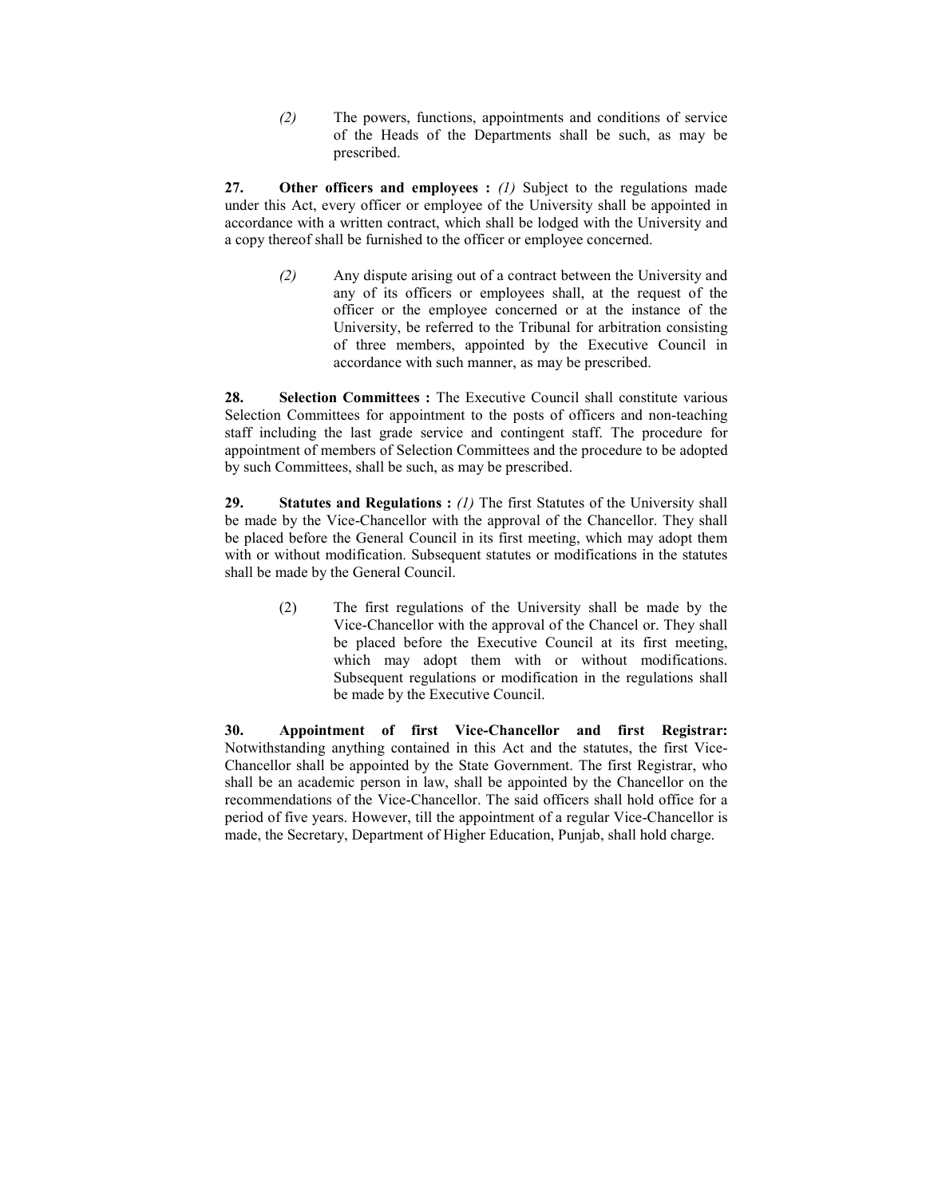*(2)* The powers, functions, appointments and conditions of service of the Heads of the Departments shall be such, as may be prescribed.

**27. Other officers and employees :** *(1)* Subject to the regulations made under this Act, every officer or employee of the University shall be appointed in accordance with a written contract, which shall be lodged with the University and a copy thereof shall be furnished to the officer or employee concerned.

*(2)* Any dispute arising out of a contract between the University and any of its officers or employees shall, at the request of the officer or the employee concerned or at the instance of the University, be referred to the Tribunal for arbitration consisting of three members, appointed by the Executive Council in accordance with such manner, as may be prescribed.

**28. Selection Committees :** The Executive Council shall constitute various Selection Committees for appointment to the posts of officers and non-teaching staff including the last grade service and contingent staff. The procedure for appointment of members of Selection Committees and the procedure to be adopted by such Committees, shall be such, as may be prescribed.

**29. Statutes and Regulations :** *(1)* The first Statutes of the University shall be made by the Vice-Chancellor with the approval of the Chancellor. They shall be placed before the General Council in its first meeting, which may adopt them with or without modification. Subsequent statutes or modifications in the statutes shall be made by the General Council.

(2) The first regulations of the University shall be made by the Vice-Chancellor with the approval of the Chancel or. They shall be placed before the Executive Council at its first meeting, which may adopt them with or without modifications. Subsequent regulations or modification in the regulations shall be made by the Executive Council.

**30. Appointment of first Vice-Chancellor and first Registrar:** Notwithstanding anything contained in this Act and the statutes, the first Vice-Chancellor shall be appointed by the State Government. The first Registrar, who shall be an academic person in law, shall be appointed by the Chancellor on the recommendations of the Vice-Chancellor. The said officers shall hold office for a period of five years. However, till the appointment of a regular Vice-Chancellor is made, the Secretary, Department of Higher Education, Punjab, shall hold charge.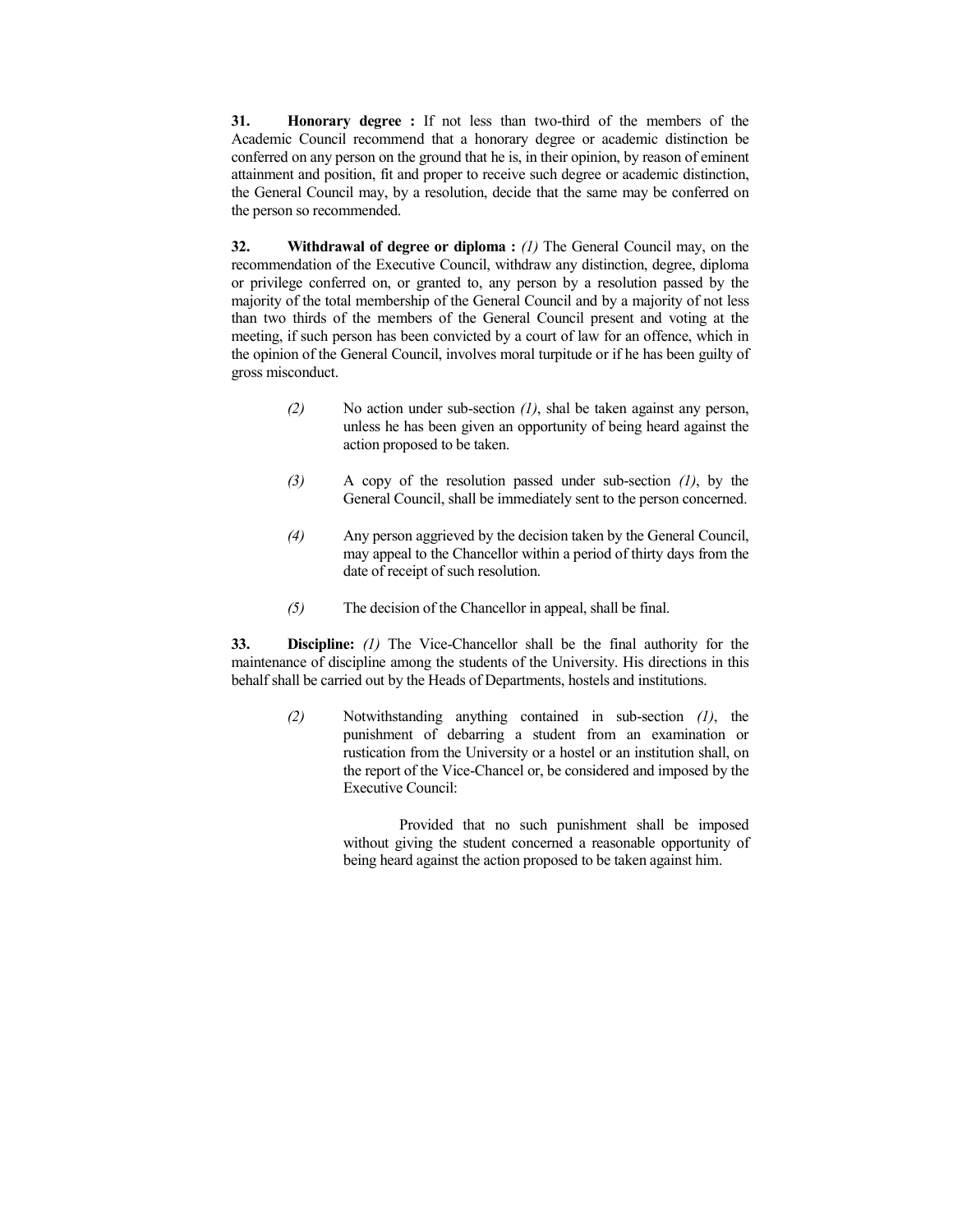**31. Honorary degree :** If not less than two-third of the members of the Academic Council recommend that a honorary degree or academic distinction be conferred on any person on the ground that he is, in their opinion, by reason of eminent attainment and position, fit and proper to receive such degree or academic distinction, the General Council may, by a resolution, decide that the same may be conferred on the person so recommended.

**32. Withdrawal of degree or diploma :** *(1)* The General Council may, on the recommendation of the Executive Council, withdraw any distinction, degree, diploma or privilege conferred on, or granted to, any person by a resolution passed by the majority of the total membership of the General Council and by a majority of not less than two thirds of the members of the General Council present and voting at the meeting, if such person has been convicted by a court of law for an offence, which in the opinion of the General Council, involves moral turpitude or if he has been guilty of gross misconduct.

*(2)* No action under sub-section *(1)*, shal be taken against any person, unless he has been given an opportunity of being heard against the action proposed to be taken.

*(3)* A copy of the resolution passed under sub-section *(1)*, by the General Council, shall be immediately sent to the person concerned.

*(4)* Any person aggrieved by the decision taken by the General Council, may appeal to the Chancellor within a period of thirty days from the date of receipt of such resolution.

*(5)* The decision of the Chancellor in appeal, shall be final.

**33. Discipline:** *(1)* The Vice-Chancellor shall be the final authority for the maintenance of discipline among the students of the University. His directions in this behalf shall be carried out by the Heads of Departments, hostels and institutions.

*(2)* Notwithstanding anything contained in sub-section *(1)*, the punishment of debarring a student from an examination or rustication from the University or a hostel or an institution shall, on the report of the Vice-Chancel or, be considered and imposed by the Executive Council:

Provided that no such punishment shall be imposed without giving the student concerned a reasonable opportunity of being heard against the action proposed to be taken against him.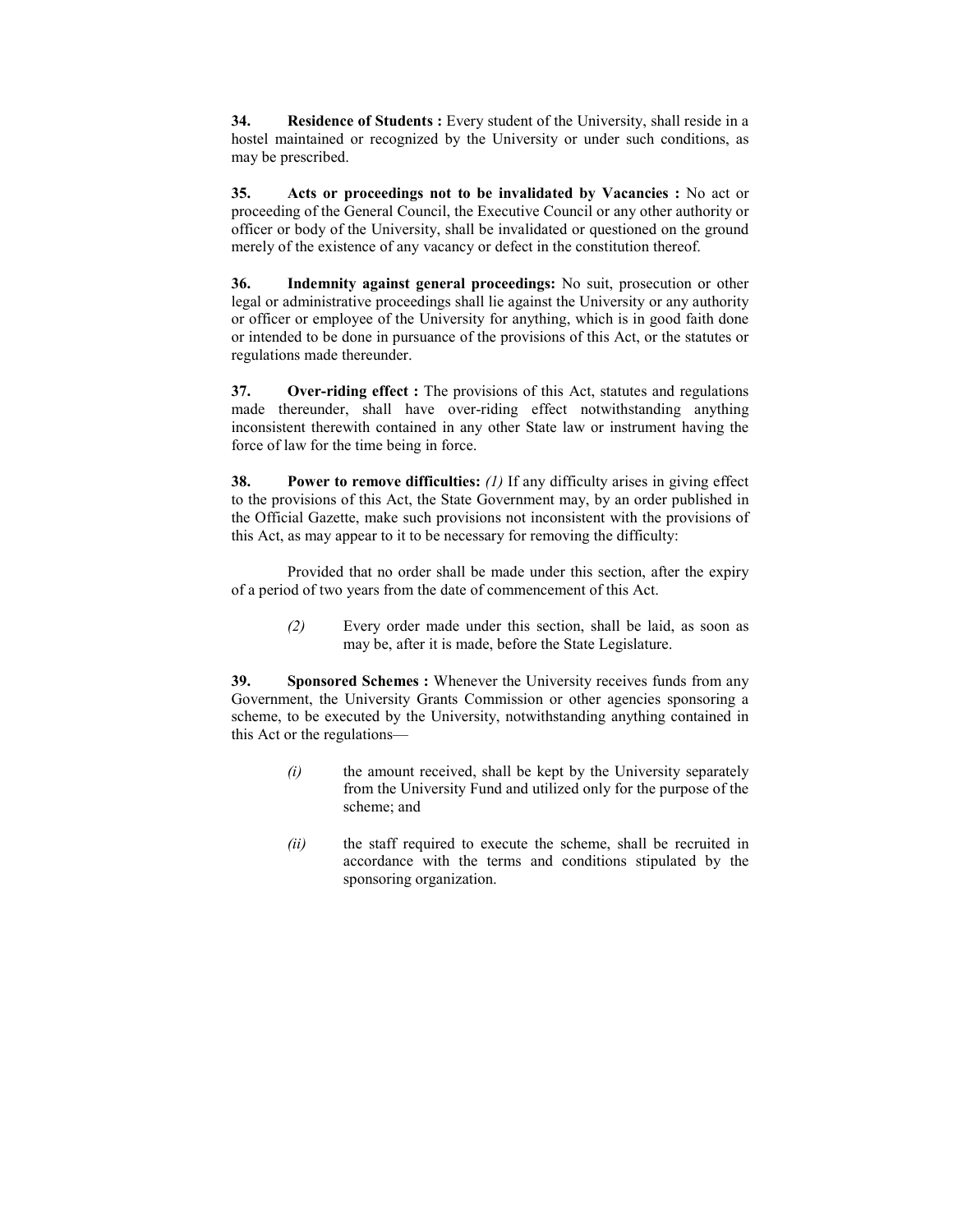**34. Residence of Students :** Every student of the University, shall reside in a hostel maintained or recognized by the University or under such conditions, as may be prescribed.

**35. Acts or proceedings not to be invalidated by Vacancies :** No act or proceeding of the General Council, the Executive Council or any other authority or officer or body of the University, shall be invalidated or questioned on the ground merely of the existence of any vacancy or defect in the constitution thereof.

**36. Indemnity against general proceedings:** No suit, prosecution or other legal or administrative proceedings shall lie against the University or any authority or officer or employee of the University for anything, which is in good faith done or intended to be done in pursuance of the provisions of this Act, or the statutes or regulations made thereunder.

**37. Over-riding effect :** The provisions of this Act, statutes and regulations made thereunder, shall have over-riding effect notwithstanding anything inconsistent therewith contained in any other State law or instrument having the force of law for the time being in force.

**38. Power to remove difficulties:** *(1)* If any difficulty arises in giving effect to the provisions of this Act, the State Government may, by an order published in the Official Gazette, make such provisions not inconsistent with the provisions of this Act, as may appear to it to be necessary for removing the difficulty:

Provided that no order shall be made under this section, after the expiry of a period of two years from the date of commencement of this Act.

*(2)* Every order made under this section, shall be laid, as soon as may be, after it is made, before the State Legislature.

**39. Sponsored Schemes :** Whenever the University receives funds from any Government, the University Grants Commission or other agencies sponsoring a scheme, to be executed by the University, notwithstanding anything contained in this Act or the regulations—

*(i)* the amount received, shall be kept by the University separately from the University Fund and utilized only for the purpose of the scheme; and

*(ii)* the staff required to execute the scheme, shall be recruited in accordance with the terms and conditions stipulated by the sponsoring organization.